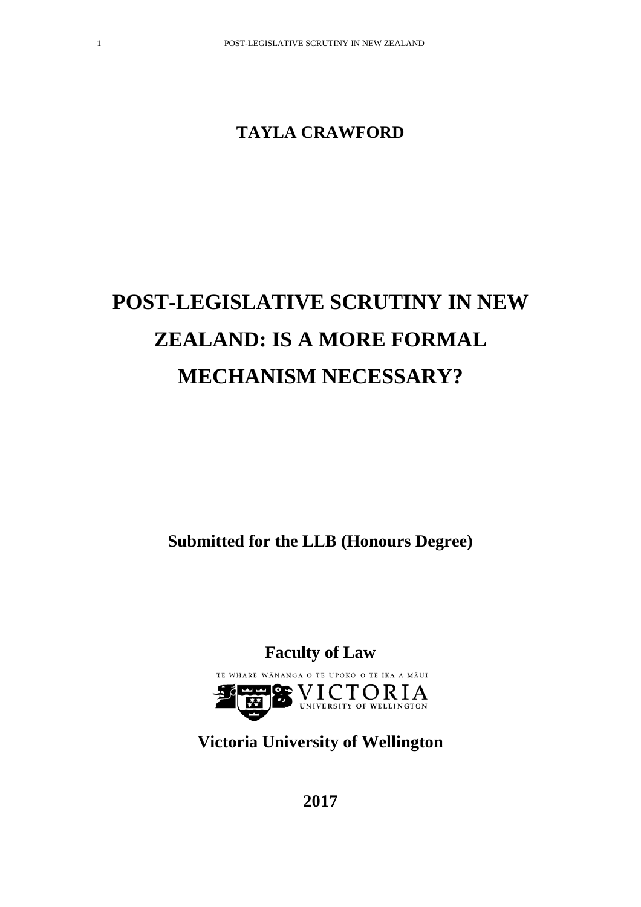**TAYLA CRAWFORD**

# POST-LEGISLATIVE SCRUTINY IN NEW ZEALAND: IS A MORE FORMAL MECHANISM NECESSARY?

**Submitted for the LLB (Honours Degree)**

**Faculty of Law**

TE WHARE WĀNANGA O TE ŪPOKO O TE IKA A MĀUI

VICTORIA UNIVERSITY OF WELLINGTON

**Victoria University of Wellington**

**2017**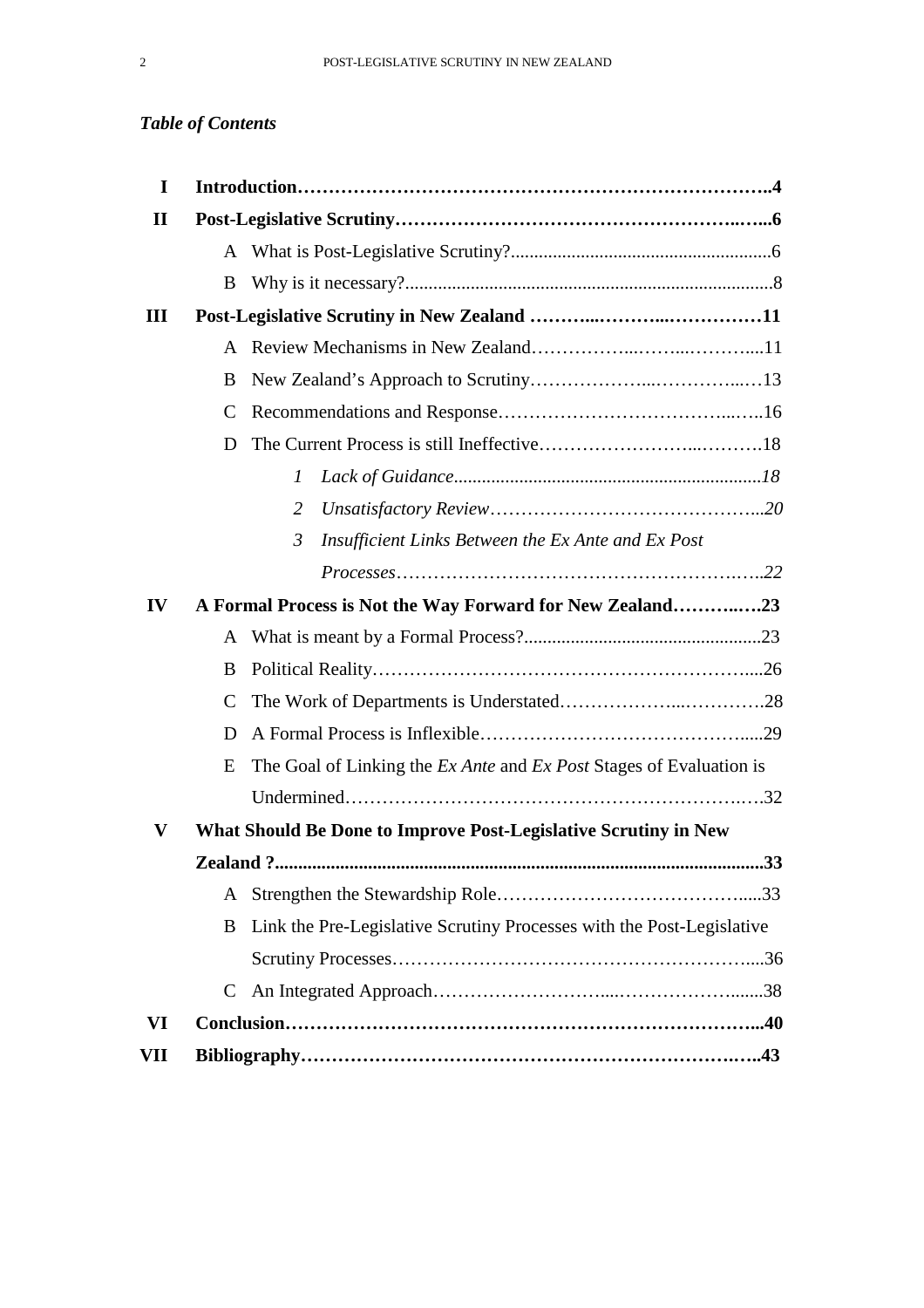*Table of Contents*

| | | |
|---|---|---|
| **I** | **Introduction** | **4** |
| **II** | **Post-Legislative Scrutiny** | **6** |
| | A What is Post-Legislative Scrutiny? | 6 |
| | B Why is it necessary? | 8 |
| **III** | **Post-Legislative Scrutiny in New Zealand** | **11** |
| | A Review Mechanisms in New Zealand | 11 |
| | B New Zealand's Approach to Scrutiny | 13 |
| | C Recommendations and Response | 16 |
| | D The Current Process is still Ineffective | 18 |
| | *1 Lack of Guidance* | *18* |
| | *2 Unsatisfactory Review* | *20* |
| | *3 Insufficient Links Between the Ex Ante and Ex Post Processes* | *22* |
| **IV** | **A Formal Process is Not the Way Forward for New Zealand** | **23** |
| | A What is meant by a Formal Process? | 23 |
| | B Political Reality | 26 |
| | C The Work of Departments is Understated | 28 |
| | D A Formal Process is Inflexible | 29 |
| | E The Goal of Linking the *Ex Ante* and *Ex Post* Stages of Evaluation is Undermined | 32 |
| **V** | **What Should Be Done to Improve Post-Legislative Scrutiny in New Zealand ?** | **33** |
| | A Strengthen the Stewardship Role | 33 |
| | B Link the Pre-Legislative Scrutiny Processes with the Post-Legislative Scrutiny Processes | 36 |
| | C An Integrated Approach | 38 |
| **VI** | **Conclusion** | **40** |
| **VII** | **Bibliography** | **43** |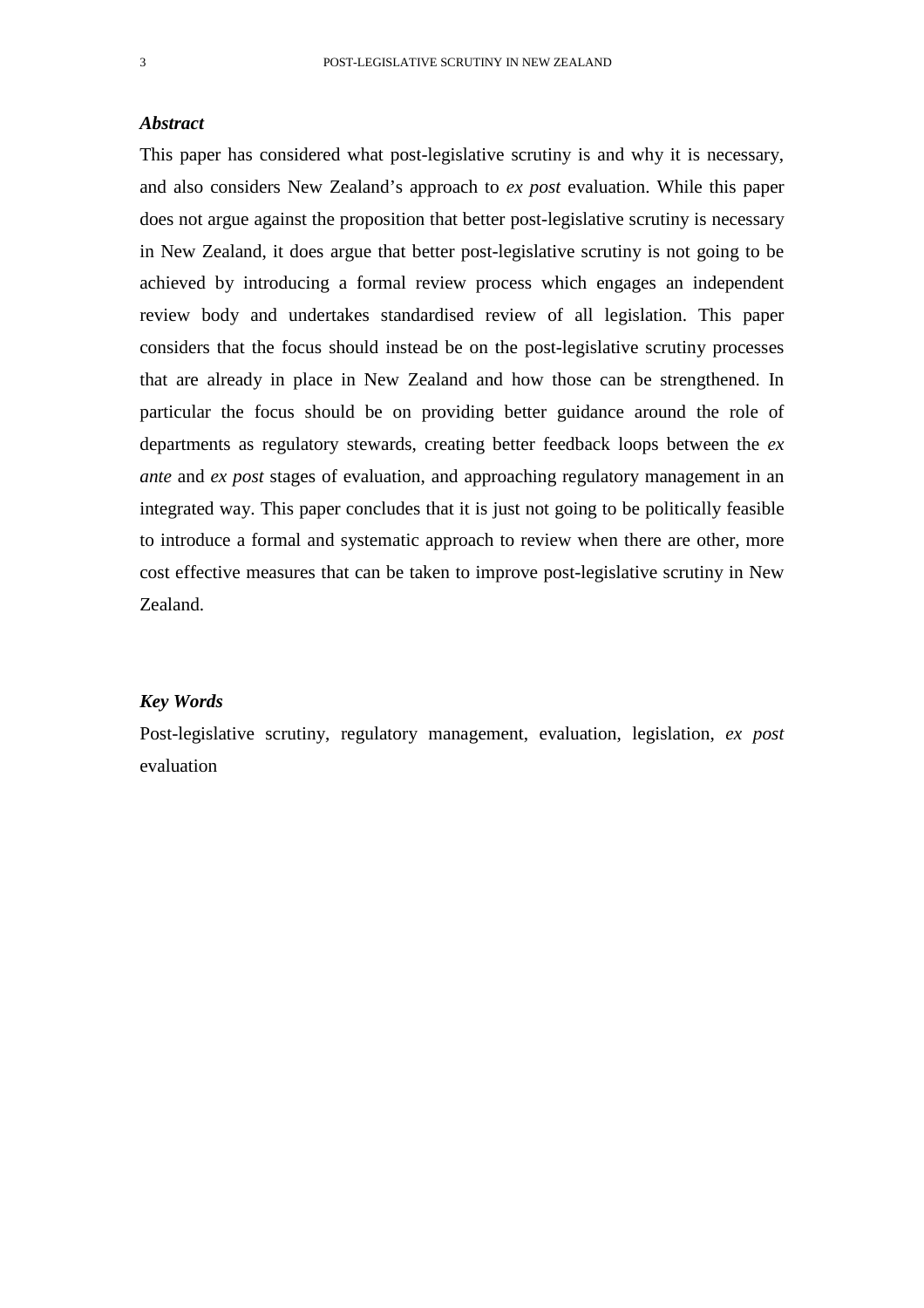### *Abstract*

This paper has considered what post-legislative scrutiny is and why it is necessary, and also considers New Zealand's approach to *ex post* evaluation. While this paper does not argue against the proposition that better post-legislative scrutiny is necessary in New Zealand, it does argue that better post-legislative scrutiny is not going to be achieved by introducing a formal review process which engages an independent review body and undertakes standardised review of all legislation. This paper considers that the focus should instead be on the post-legislative scrutiny processes that are already in place in New Zealand and how those can be strengthened. In particular the focus should be on providing better guidance around the role of departments as regulatory stewards, creating better feedback loops between the *ex ante* and *ex post* stages of evaluation, and approaching regulatory management in an integrated way. This paper concludes that it is just not going to be politically feasible to introduce a formal and systematic approach to review when there are other, more cost effective measures that can be taken to improve post-legislative scrutiny in New Zealand.

### *Key Words*

Post-legislative scrutiny, regulatory management, evaluation, legislation, *ex post* evaluation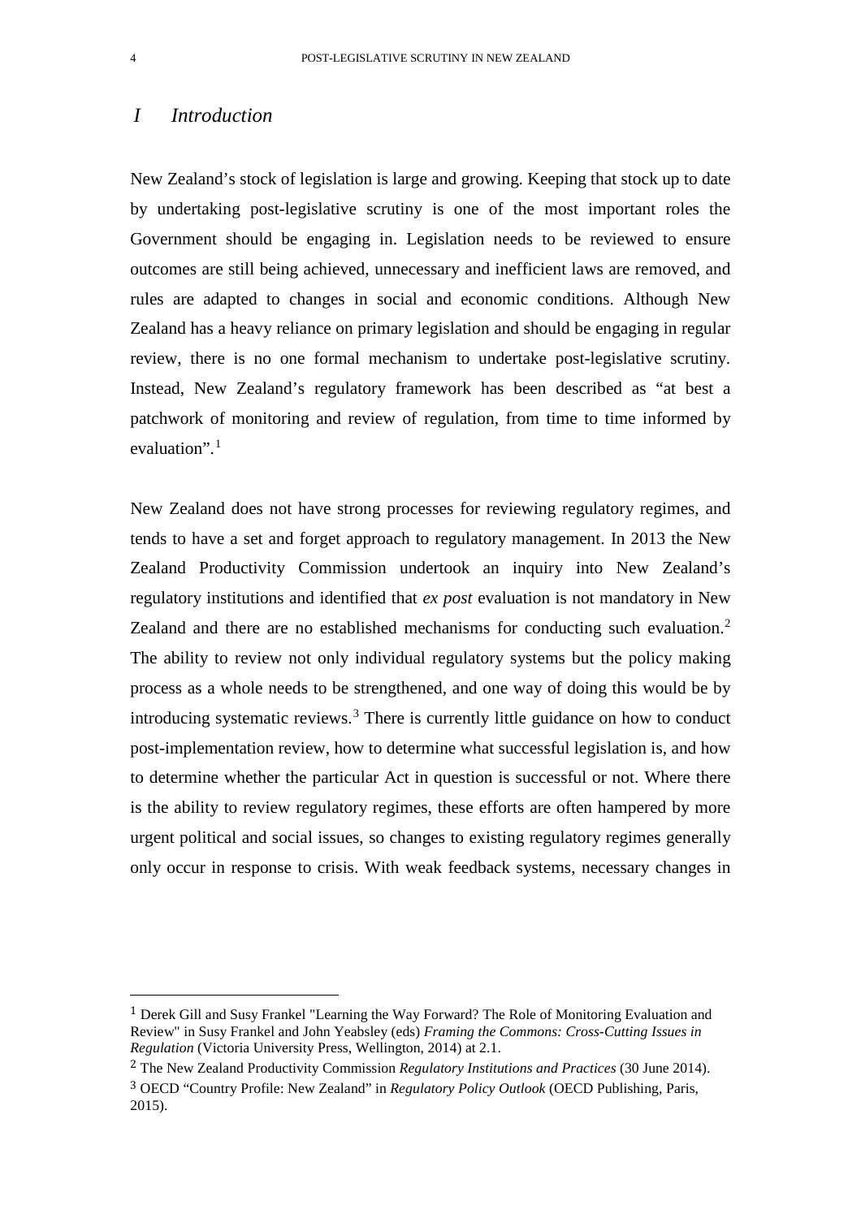## *I Introduction*

New Zealand's stock of legislation is large and growing. Keeping that stock up to date by undertaking post-legislative scrutiny is one of the most important roles the Government should be engaging in. Legislation needs to be reviewed to ensure outcomes are still being achieved, unnecessary and inefficient laws are removed, and rules are adapted to changes in social and economic conditions. Although New Zealand has a heavy reliance on primary legislation and should be engaging in regular review, there is no one formal mechanism to undertake post-legislative scrutiny. Instead, New Zealand's regulatory framework has been described as "at best a patchwork of monitoring and review of regulation, from time to time informed by evaluation".[1]

New Zealand does not have strong processes for reviewing regulatory regimes, and tends to have a set and forget approach to regulatory management. In 2013 the New Zealand Productivity Commission undertook an inquiry into New Zealand's regulatory institutions and identified that *ex post* evaluation is not mandatory in New Zealand and there are no established mechanisms for conducting such evaluation.[2] The ability to review not only individual regulatory systems but the policy making process as a whole needs to be strengthened, and one way of doing this would be by introducing systematic reviews.[3] There is currently little guidance on how to conduct post-implementation review, how to determine what successful legislation is, and how to determine whether the particular Act in question is successful or not. Where there is the ability to review regulatory regimes, these efforts are often hampered by more urgent political and social issues, so changes to existing regulatory regimes generally only occur in response to crisis. With weak feedback systems, necessary changes in

---

[1] Derek Gill and Susy Frankel "Learning the Way Forward? The Role of Monitoring Evaluation and Review" in Susy Frankel and John Yeabsley (eds) *Framing the Commons: Cross-Cutting Issues in Regulation* (Victoria University Press, Wellington, 2014) at 2.1.

[2] The New Zealand Productivity Commission *Regulatory Institutions and Practices* (30 June 2014).

[3] OECD "Country Profile: New Zealand" in *Regulatory Policy Outlook* (OECD Publishing, Paris, 2015).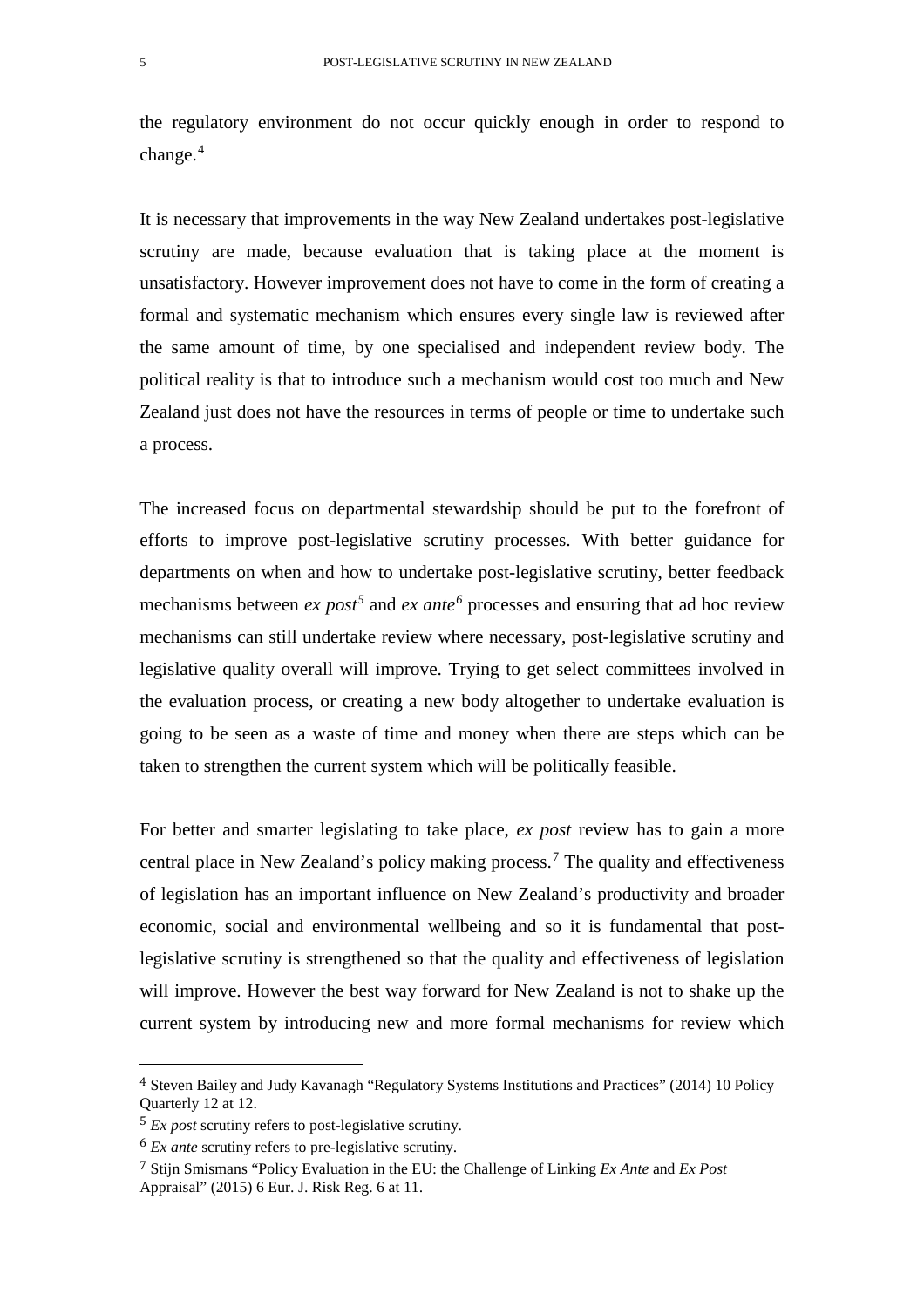the regulatory environment do not occur quickly enough in order to respond to change.[4]

It is necessary that improvements in the way New Zealand undertakes post-legislative scrutiny are made, because evaluation that is taking place at the moment is unsatisfactory. However improvement does not have to come in the form of creating a formal and systematic mechanism which ensures every single law is reviewed after the same amount of time, by one specialised and independent review body. The political reality is that to introduce such a mechanism would cost too much and New Zealand just does not have the resources in terms of people or time to undertake such a process.

The increased focus on departmental stewardship should be put to the forefront of efforts to improve post-legislative scrutiny processes. With better guidance for departments on when and how to undertake post-legislative scrutiny, better feedback mechanisms between *ex post*[5] and *ex ante*[6] processes and ensuring that ad hoc review mechanisms can still undertake review where necessary, post-legislative scrutiny and legislative quality overall will improve. Trying to get select committees involved in the evaluation process, or creating a new body altogether to undertake evaluation is going to be seen as a waste of time and money when there are steps which can be taken to strengthen the current system which will be politically feasible.

For better and smarter legislating to take place, *ex post* review has to gain a more central place in New Zealand's policy making process.[7] The quality and effectiveness of legislation has an important influence on New Zealand's productivity and broader economic, social and environmental wellbeing and so it is fundamental that post-legislative scrutiny is strengthened so that the quality and effectiveness of legislation will improve. However the best way forward for New Zealand is not to shake up the current system by introducing new and more formal mechanisms for review which

---

[4] Steven Bailey and Judy Kavanagh "Regulatory Systems Institutions and Practices" (2014) 10 Policy Quarterly 12 at 12.

[5] *Ex post* scrutiny refers to post-legislative scrutiny.

[6] *Ex ante* scrutiny refers to pre-legislative scrutiny.

[7] Stijn Smismans "Policy Evaluation in the EU: the Challenge of Linking *Ex Ante* and *Ex Post* Appraisal" (2015) 6 Eur. J. Risk Reg. 6 at 11.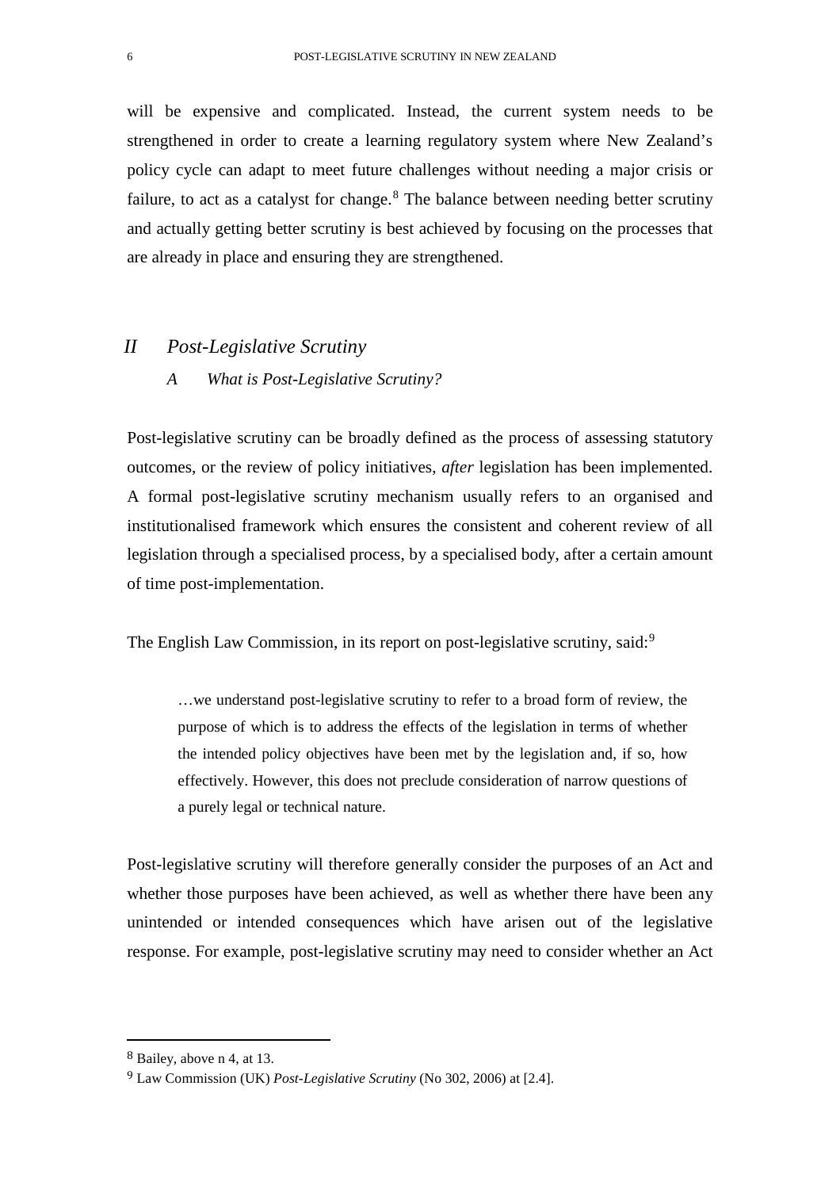will be expensive and complicated. Instead, the current system needs to be strengthened in order to create a learning regulatory system where New Zealand's policy cycle can adapt to meet future challenges without needing a major crisis or failure, to act as a catalyst for change.[8] The balance between needing better scrutiny and actually getting better scrutiny is best achieved by focusing on the processes that are already in place and ensuring they are strengthened.

## *II Post-Legislative Scrutiny*

### *A What is Post-Legislative Scrutiny?*

Post-legislative scrutiny can be broadly defined as the process of assessing statutory outcomes, or the review of policy initiatives, *after* legislation has been implemented. A formal post-legislative scrutiny mechanism usually refers to an organised and institutionalised framework which ensures the consistent and coherent review of all legislation through a specialised process, by a specialised body, after a certain amount of time post-implementation.

The English Law Commission, in its report on post-legislative scrutiny, said:[9]

> …we understand post-legislative scrutiny to refer to a broad form of review, the purpose of which is to address the effects of the legislation in terms of whether the intended policy objectives have been met by the legislation and, if so, how effectively. However, this does not preclude consideration of narrow questions of a purely legal or technical nature.

Post-legislative scrutiny will therefore generally consider the purposes of an Act and whether those purposes have been achieved, as well as whether there have been any unintended or intended consequences which have arisen out of the legislative response. For example, post-legislative scrutiny may need to consider whether an Act

---

[8] Bailey, above n 4, at 13.

[9] Law Commission (UK) *Post-Legislative Scrutiny* (No 302, 2006) at [2.4].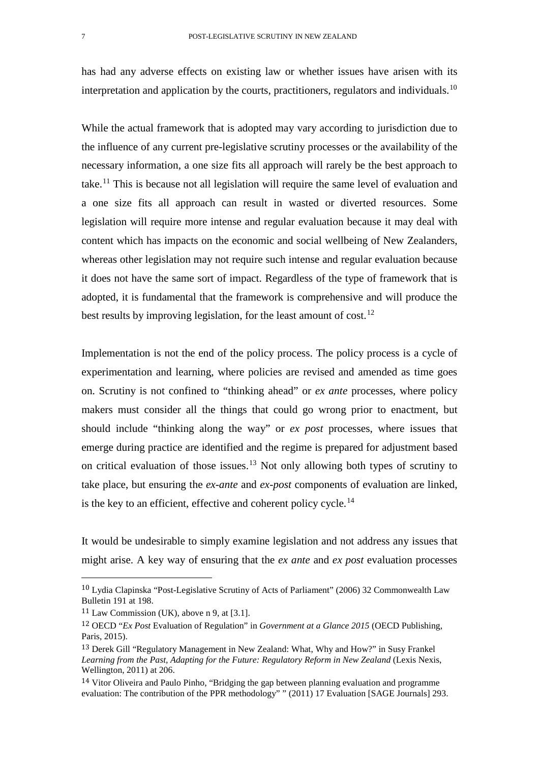has had any adverse effects on existing law or whether issues have arisen with its interpretation and application by the courts, practitioners, regulators and individuals.[10]

While the actual framework that is adopted may vary according to jurisdiction due to the influence of any current pre-legislative scrutiny processes or the availability of the necessary information, a one size fits all approach will rarely be the best approach to take.[11] This is because not all legislation will require the same level of evaluation and a one size fits all approach can result in wasted or diverted resources. Some legislation will require more intense and regular evaluation because it may deal with content which has impacts on the economic and social wellbeing of New Zealanders, whereas other legislation may not require such intense and regular evaluation because it does not have the same sort of impact. Regardless of the type of framework that is adopted, it is fundamental that the framework is comprehensive and will produce the best results by improving legislation, for the least amount of cost.[12]

Implementation is not the end of the policy process. The policy process is a cycle of experimentation and learning, where policies are revised and amended as time goes on. Scrutiny is not confined to "thinking ahead" or *ex ante* processes, where policy makers must consider all the things that could go wrong prior to enactment, but should include "thinking along the way" or *ex post* processes, where issues that emerge during practice are identified and the regime is prepared for adjustment based on critical evaluation of those issues.[13] Not only allowing both types of scrutiny to take place, but ensuring the *ex-ante* and *ex-post* components of evaluation are linked, is the key to an efficient, effective and coherent policy cycle.[14]

It would be undesirable to simply examine legislation and not address any issues that might arise. A key way of ensuring that the *ex ante* and *ex post* evaluation processes

---

[10] Lydia Clapinska "Post-Legislative Scrutiny of Acts of Parliament" (2006) 32 Commonwealth Law Bulletin 191 at 198.

[11] Law Commission (UK), above n 9, at [3.1].

[12] OECD "*Ex Post* Evaluation of Regulation" in *Government at a Glance 2015* (OECD Publishing, Paris, 2015).

[13] Derek Gill "Regulatory Management in New Zealand: What, Why and How?" in Susy Frankel *Learning from the Past, Adapting for the Future: Regulatory Reform in New Zealand* (Lexis Nexis, Wellington, 2011) at 206.

[14] Vitor Oliveira and Paulo Pinho, "Bridging the gap between planning evaluation and programme evaluation: The contribution of the PPR methodology" " (2011) 17 Evaluation [SAGE Journals] 293.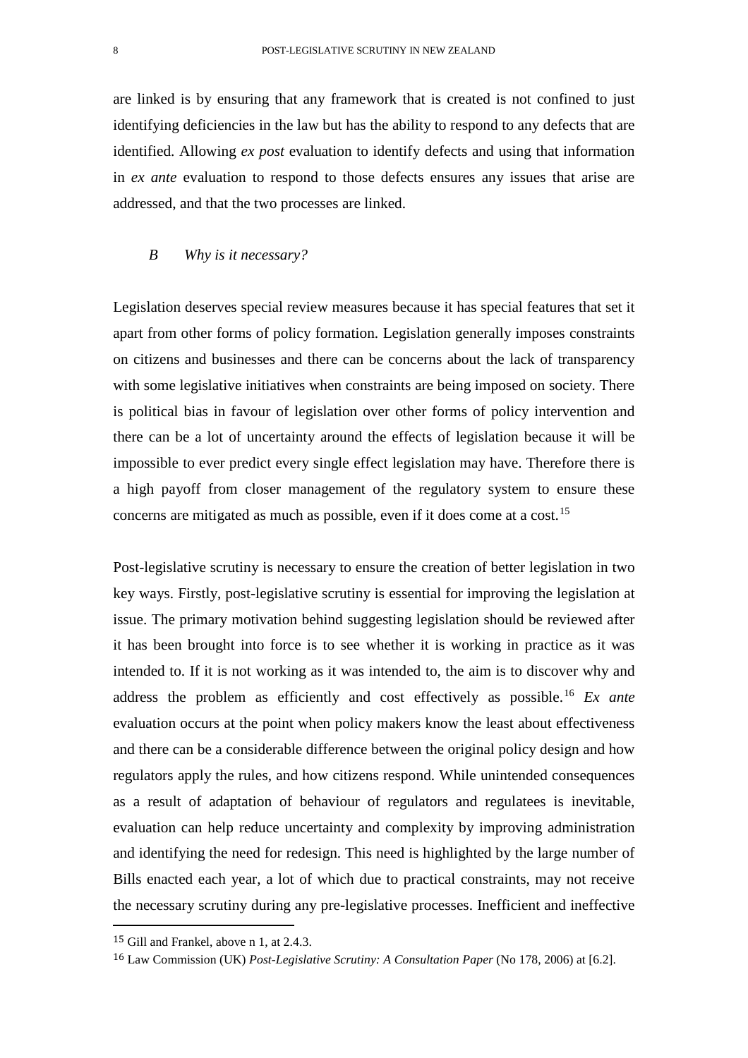are linked is by ensuring that any framework that is created is not confined to just identifying deficiencies in the law but has the ability to respond to any defects that are identified. Allowing *ex post* evaluation to identify defects and using that information in *ex ante* evaluation to respond to those defects ensures any issues that arise are addressed, and that the two processes are linked.

### *B Why is it necessary?*

Legislation deserves special review measures because it has special features that set it apart from other forms of policy formation. Legislation generally imposes constraints on citizens and businesses and there can be concerns about the lack of transparency with some legislative initiatives when constraints are being imposed on society. There is political bias in favour of legislation over other forms of policy intervention and there can be a lot of uncertainty around the effects of legislation because it will be impossible to ever predict every single effect legislation may have. Therefore there is a high payoff from closer management of the regulatory system to ensure these concerns are mitigated as much as possible, even if it does come at a cost.[15]

Post-legislative scrutiny is necessary to ensure the creation of better legislation in two key ways. Firstly, post-legislative scrutiny is essential for improving the legislation at issue. The primary motivation behind suggesting legislation should be reviewed after it has been brought into force is to see whether it is working in practice as it was intended to. If it is not working as it was intended to, the aim is to discover why and address the problem as efficiently and cost effectively as possible.[16] *Ex ante* evaluation occurs at the point when policy makers know the least about effectiveness and there can be a considerable difference between the original policy design and how regulators apply the rules, and how citizens respond. While unintended consequences as a result of adaptation of behaviour of regulators and regulatees is inevitable, evaluation can help reduce uncertainty and complexity by improving administration and identifying the need for redesign. This need is highlighted by the large number of Bills enacted each year, a lot of which due to practical constraints, may not receive the necessary scrutiny during any pre-legislative processes. Inefficient and ineffective

---

[15] Gill and Frankel, above n 1, at 2.4.3.

[16] Law Commission (UK) *Post-Legislative Scrutiny: A Consultation Paper* (No 178, 2006) at [6.2].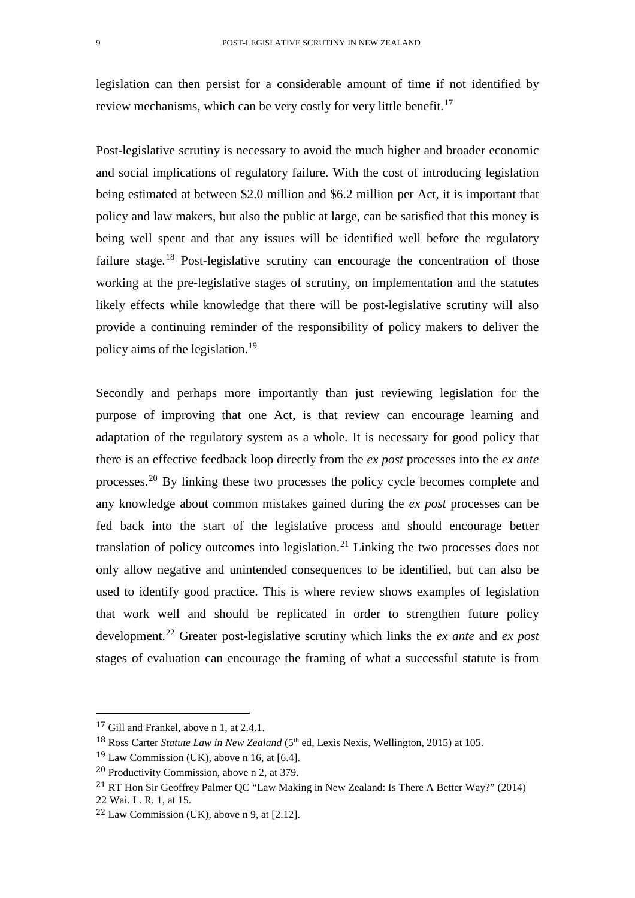legislation can then persist for a considerable amount of time if not identified by review mechanisms, which can be very costly for very little benefit.[17]

Post-legislative scrutiny is necessary to avoid the much higher and broader economic and social implications of regulatory failure. With the cost of introducing legislation being estimated at between $2.0 million and $6.2 million per Act, it is important that policy and law makers, but also the public at large, can be satisfied that this money is being well spent and that any issues will be identified well before the regulatory failure stage.[18] Post-legislative scrutiny can encourage the concentration of those working at the pre-legislative stages of scrutiny, on implementation and the statutes likely effects while knowledge that there will be post-legislative scrutiny will also provide a continuing reminder of the responsibility of policy makers to deliver the policy aims of the legislation.[19]

Secondly and perhaps more importantly than just reviewing legislation for the purpose of improving that one Act, is that review can encourage learning and adaptation of the regulatory system as a whole. It is necessary for good policy that there is an effective feedback loop directly from the *ex post* processes into the *ex ante* processes.[20] By linking these two processes the policy cycle becomes complete and any knowledge about common mistakes gained during the *ex post* processes can be fed back into the start of the legislative process and should encourage better translation of policy outcomes into legislation.[21] Linking the two processes does not only allow negative and unintended consequences to be identified, but can also be used to identify good practice. This is where review shows examples of legislation that work well and should be replicated in order to strengthen future policy development.[22] Greater post-legislative scrutiny which links the *ex ante* and *ex post* stages of evaluation can encourage the framing of what a successful statute is from

---

[17] Gill and Frankel, above n 1, at 2.4.1.

[18] Ross Carter *Statute Law in New Zealand* (5th ed, Lexis Nexis, Wellington, 2015) at 105.

[19] Law Commission (UK), above n 16, at [6.4].

[20] Productivity Commission, above n 2, at 379.

[21] RT Hon Sir Geoffrey Palmer QC "Law Making in New Zealand: Is There A Better Way?" (2014) 22 Wai. L. R. 1, at 15.

[22] Law Commission (UK), above n 9, at [2.12].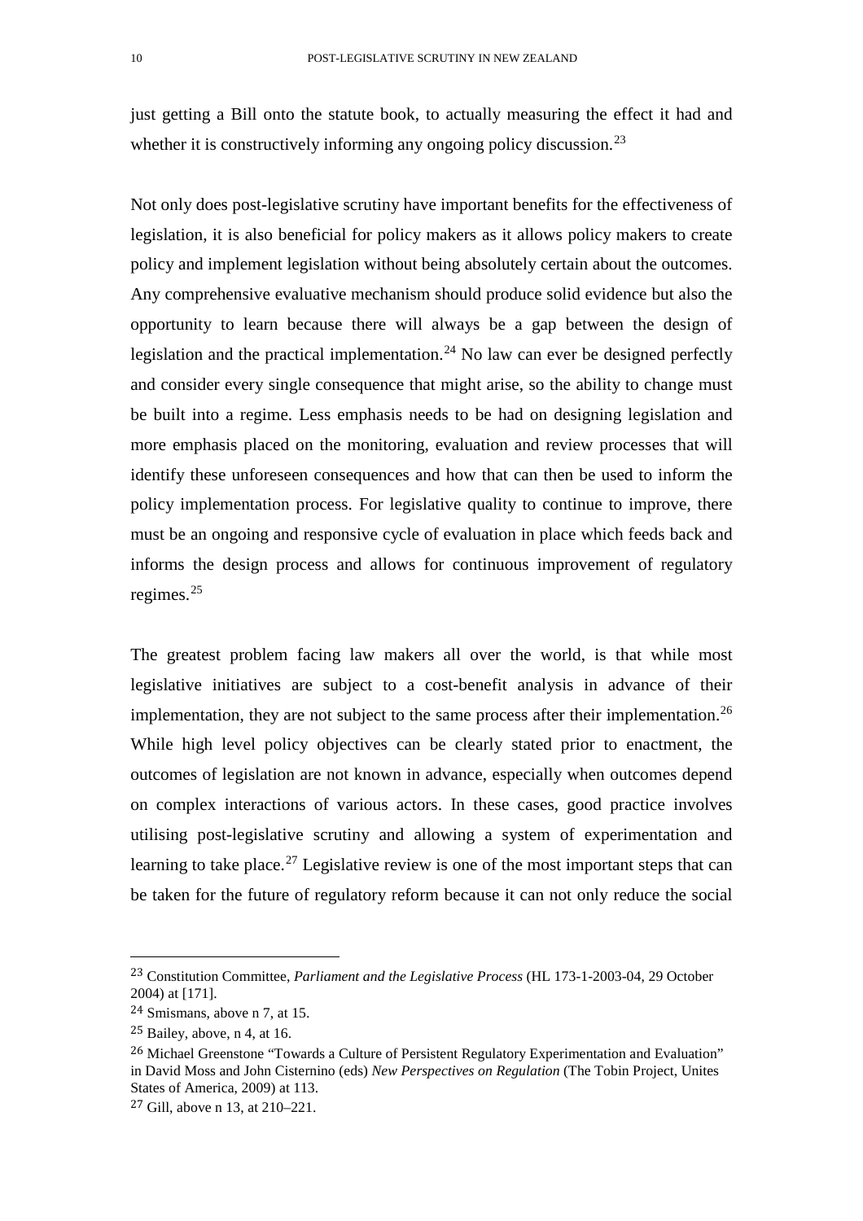just getting a Bill onto the statute book, to actually measuring the effect it had and whether it is constructively informing any ongoing policy discussion.[23]

Not only does post-legislative scrutiny have important benefits for the effectiveness of legislation, it is also beneficial for policy makers as it allows policy makers to create policy and implement legislation without being absolutely certain about the outcomes. Any comprehensive evaluative mechanism should produce solid evidence but also the opportunity to learn because there will always be a gap between the design of legislation and the practical implementation.[24] No law can ever be designed perfectly and consider every single consequence that might arise, so the ability to change must be built into a regime. Less emphasis needs to be had on designing legislation and more emphasis placed on the monitoring, evaluation and review processes that will identify these unforeseen consequences and how that can then be used to inform the policy implementation process. For legislative quality to continue to improve, there must be an ongoing and responsive cycle of evaluation in place which feeds back and informs the design process and allows for continuous improvement of regulatory regimes.[25]

The greatest problem facing law makers all over the world, is that while most legislative initiatives are subject to a cost-benefit analysis in advance of their implementation, they are not subject to the same process after their implementation.[26] While high level policy objectives can be clearly stated prior to enactment, the outcomes of legislation are not known in advance, especially when outcomes depend on complex interactions of various actors. In these cases, good practice involves utilising post-legislative scrutiny and allowing a system of experimentation and learning to take place.[27] Legislative review is one of the most important steps that can be taken for the future of regulatory reform because it can not only reduce the social

---

[23] Constitution Committee, *Parliament and the Legislative Process* (HL 173-1-2003-04, 29 October 2004) at [171].

[24] Smismans, above n 7, at 15.

[25] Bailey, above, n 4, at 16.

[26] Michael Greenstone "Towards a Culture of Persistent Regulatory Experimentation and Evaluation" in David Moss and John Cisternino (eds) *New Perspectives on Regulation* (The Tobin Project, Unites States of America, 2009) at 113.

[27] Gill, above n 13, at 210–221.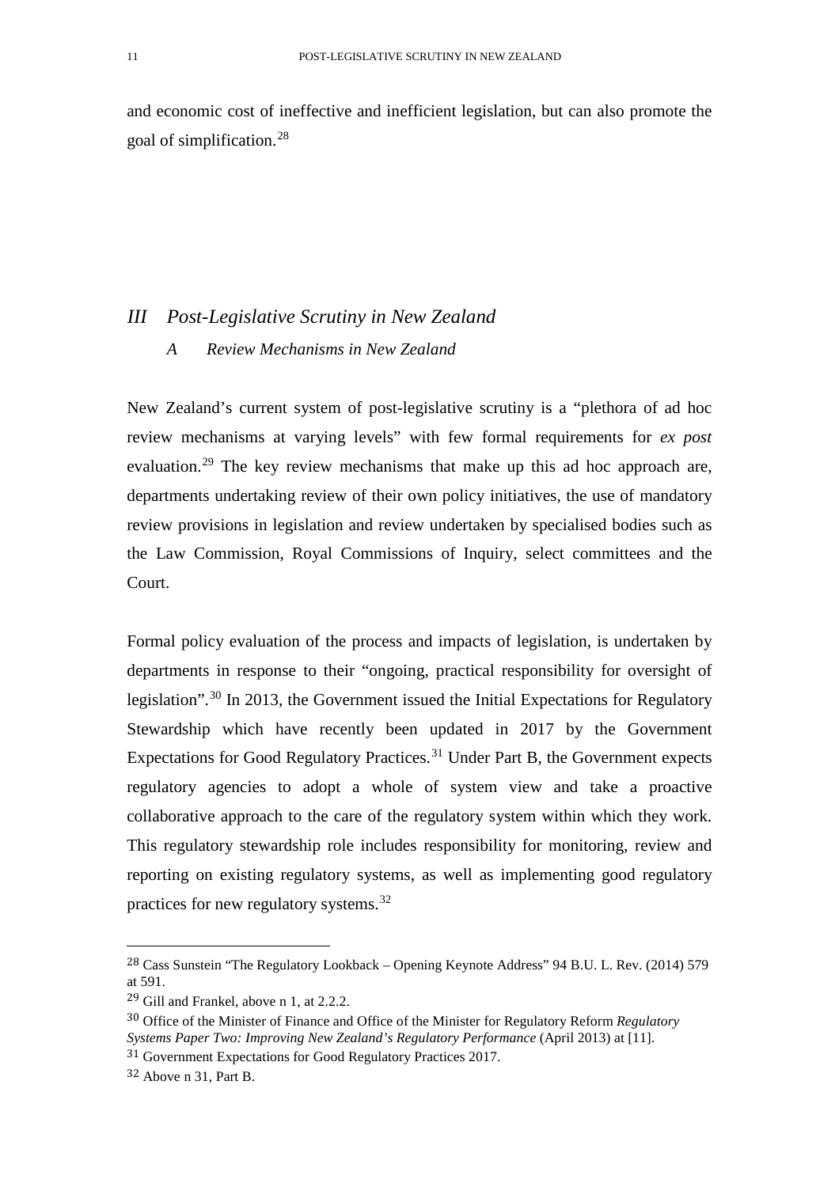and economic cost of ineffective and inefficient legislation, but can also promote the goal of simplification.[28]

## *III Post-Legislative Scrutiny in New Zealand*

### *A Review Mechanisms in New Zealand*

New Zealand's current system of post-legislative scrutiny is a "plethora of ad hoc review mechanisms at varying levels" with few formal requirements for *ex post* evaluation.[29] The key review mechanisms that make up this ad hoc approach are, departments undertaking review of their own policy initiatives, the use of mandatory review provisions in legislation and review undertaken by specialised bodies such as the Law Commission, Royal Commissions of Inquiry, select committees and the Court.

Formal policy evaluation of the process and impacts of legislation, is undertaken by departments in response to their "ongoing, practical responsibility for oversight of legislation".[30] In 2013, the Government issued the Initial Expectations for Regulatory Stewardship which have recently been updated in 2017 by the Government Expectations for Good Regulatory Practices.[31] Under Part B, the Government expects regulatory agencies to adopt a whole of system view and take a proactive collaborative approach to the care of the regulatory system within which they work. This regulatory stewardship role includes responsibility for monitoring, review and reporting on existing regulatory systems, as well as implementing good regulatory practices for new regulatory systems.[32]

---

[28] Cass Sunstein "The Regulatory Lookback – Opening Keynote Address" 94 B.U. L. Rev. (2014) 579 at 591.

[29] Gill and Frankel, above n 1, at 2.2.2.

[30] Office of the Minister of Finance and Office of the Minister for Regulatory Reform *Regulatory Systems Paper Two: Improving New Zealand's Regulatory Performance* (April 2013) at [11].

[31] Government Expectations for Good Regulatory Practices 2017.

[32] Above n 31, Part B.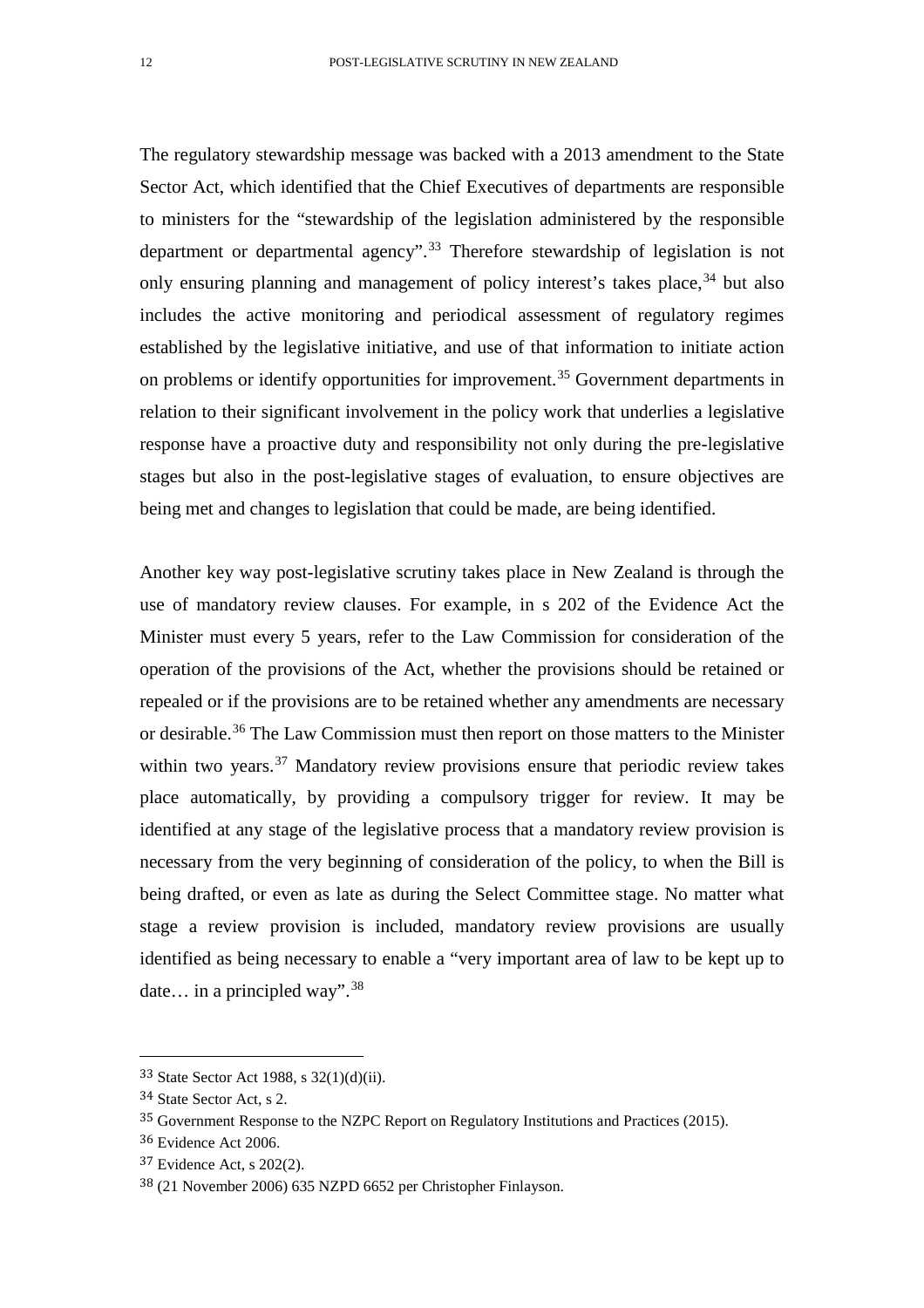The regulatory stewardship message was backed with a 2013 amendment to the State Sector Act, which identified that the Chief Executives of departments are responsible to ministers for the "stewardship of the legislation administered by the responsible department or departmental agency".[33] Therefore stewardship of legislation is not only ensuring planning and management of policy interest's takes place,[34] but also includes the active monitoring and periodical assessment of regulatory regimes established by the legislative initiative, and use of that information to initiate action on problems or identify opportunities for improvement.[35] Government departments in relation to their significant involvement in the policy work that underlies a legislative response have a proactive duty and responsibility not only during the pre-legislative stages but also in the post-legislative stages of evaluation, to ensure objectives are being met and changes to legislation that could be made, are being identified.

Another key way post-legislative scrutiny takes place in New Zealand is through the use of mandatory review clauses. For example, in s 202 of the Evidence Act the Minister must every 5 years, refer to the Law Commission for consideration of the operation of the provisions of the Act, whether the provisions should be retained or repealed or if the provisions are to be retained whether any amendments are necessary or desirable.[36] The Law Commission must then report on those matters to the Minister within two years.[37] Mandatory review provisions ensure that periodic review takes place automatically, by providing a compulsory trigger for review. It may be identified at any stage of the legislative process that a mandatory review provision is necessary from the very beginning of consideration of the policy, to when the Bill is being drafted, or even as late as during the Select Committee stage. No matter what stage a review provision is included, mandatory review provisions are usually identified as being necessary to enable a "very important area of law to be kept up to date… in a principled way".[38]

---

[33] State Sector Act 1988, s 32(1)(d)(ii).

[34] State Sector Act, s 2.

[35] Government Response to the NZPC Report on Regulatory Institutions and Practices (2015).

[36] Evidence Act 2006.

[37] Evidence Act, s 202(2).

[38] (21 November 2006) 635 NZPD 6652 per Christopher Finlayson.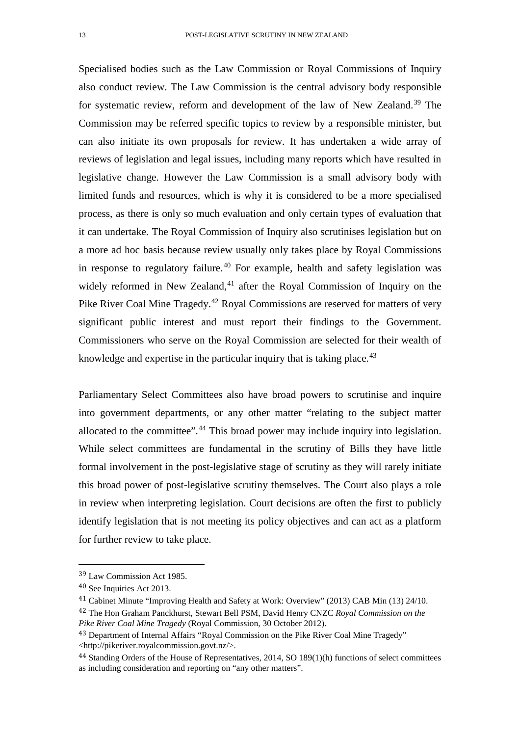Specialised bodies such as the Law Commission or Royal Commissions of Inquiry also conduct review. The Law Commission is the central advisory body responsible for systematic review, reform and development of the law of New Zealand.[39] The Commission may be referred specific topics to review by a responsible minister, but can also initiate its own proposals for review. It has undertaken a wide array of reviews of legislation and legal issues, including many reports which have resulted in legislative change. However the Law Commission is a small advisory body with limited funds and resources, which is why it is considered to be a more specialised process, as there is only so much evaluation and only certain types of evaluation that it can undertake. The Royal Commission of Inquiry also scrutinises legislation but on a more ad hoc basis because review usually only takes place by Royal Commissions in response to regulatory failure.[40] For example, health and safety legislation was widely reformed in New Zealand,[41] after the Royal Commission of Inquiry on the Pike River Coal Mine Tragedy.[42] Royal Commissions are reserved for matters of very significant public interest and must report their findings to the Government. Commissioners who serve on the Royal Commission are selected for their wealth of knowledge and expertise in the particular inquiry that is taking place.[43]

Parliamentary Select Committees also have broad powers to scrutinise and inquire into government departments, or any other matter "relating to the subject matter allocated to the committee".[44] This broad power may include inquiry into legislation. While select committees are fundamental in the scrutiny of Bills they have little formal involvement in the post-legislative stage of scrutiny as they will rarely initiate this broad power of post-legislative scrutiny themselves. The Court also plays a role in review when interpreting legislation. Court decisions are often the first to publicly identify legislation that is not meeting its policy objectives and can act as a platform for further review to take place.

---

[39] Law Commission Act 1985.

[40] See Inquiries Act 2013.

[41] Cabinet Minute "Improving Health and Safety at Work: Overview" (2013) CAB Min (13) 24/10.

[42] The Hon Graham Panckhurst, Stewart Bell PSM, David Henry CNZC *Royal Commission on the Pike River Coal Mine Tragedy* (Royal Commission, 30 October 2012).

[43] Department of Internal Affairs "Royal Commission on the Pike River Coal Mine Tragedy" <http://pikeriver.royalcommission.govt.nz/>.

[44] Standing Orders of the House of Representatives, 2014, SO 189(1)(h) functions of select committees as including consideration and reporting on "any other matters".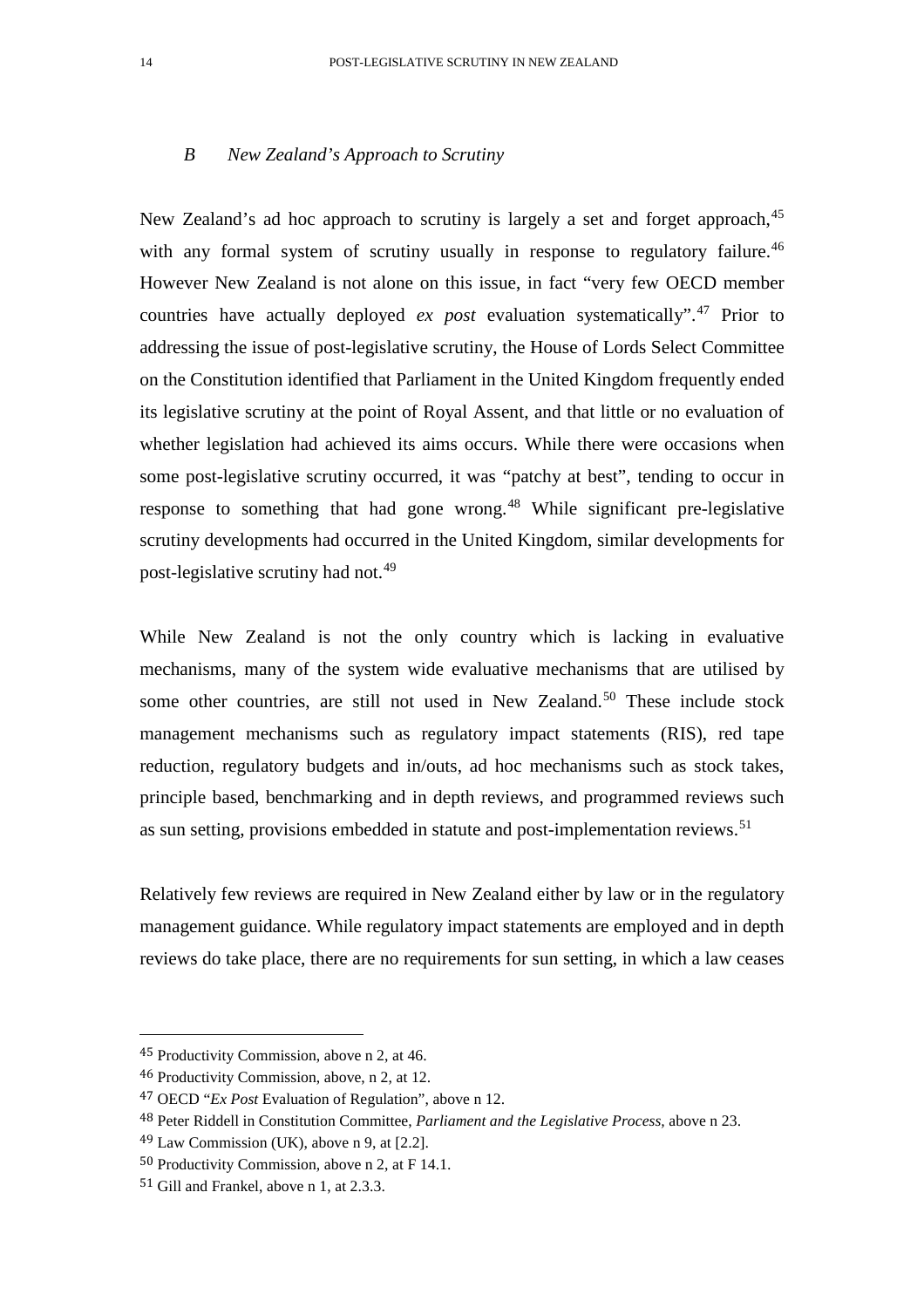### *B New Zealand's Approach to Scrutiny*

New Zealand's ad hoc approach to scrutiny is largely a set and forget approach,[45] with any formal system of scrutiny usually in response to regulatory failure.[46] However New Zealand is not alone on this issue, in fact "very few OECD member countries have actually deployed *ex post* evaluation systematically".[47] Prior to addressing the issue of post-legislative scrutiny, the House of Lords Select Committee on the Constitution identified that Parliament in the United Kingdom frequently ended its legislative scrutiny at the point of Royal Assent, and that little or no evaluation of whether legislation had achieved its aims occurs. While there were occasions when some post-legislative scrutiny occurred, it was "patchy at best", tending to occur in response to something that had gone wrong.[48] While significant pre-legislative scrutiny developments had occurred in the United Kingdom, similar developments for post-legislative scrutiny had not.[49]

While New Zealand is not the only country which is lacking in evaluative mechanisms, many of the system wide evaluative mechanisms that are utilised by some other countries, are still not used in New Zealand.[50] These include stock management mechanisms such as regulatory impact statements (RIS), red tape reduction, regulatory budgets and in/outs, ad hoc mechanisms such as stock takes, principle based, benchmarking and in depth reviews, and programmed reviews such as sun setting, provisions embedded in statute and post-implementation reviews.[51]

Relatively few reviews are required in New Zealand either by law or in the regulatory management guidance. While regulatory impact statements are employed and in depth reviews do take place, there are no requirements for sun setting, in which a law ceases

---

[45] Productivity Commission, above n 2, at 46.

[46] Productivity Commission, above, n 2, at 12.

[47] OECD "*Ex Post* Evaluation of Regulation", above n 12.

[48] Peter Riddell in Constitution Committee, *Parliament and the Legislative Process,* above n 23.

[49] Law Commission (UK), above n 9, at [2.2].

[50] Productivity Commission, above n 2, at F 14.1.

[51] Gill and Frankel, above n 1, at 2.3.3.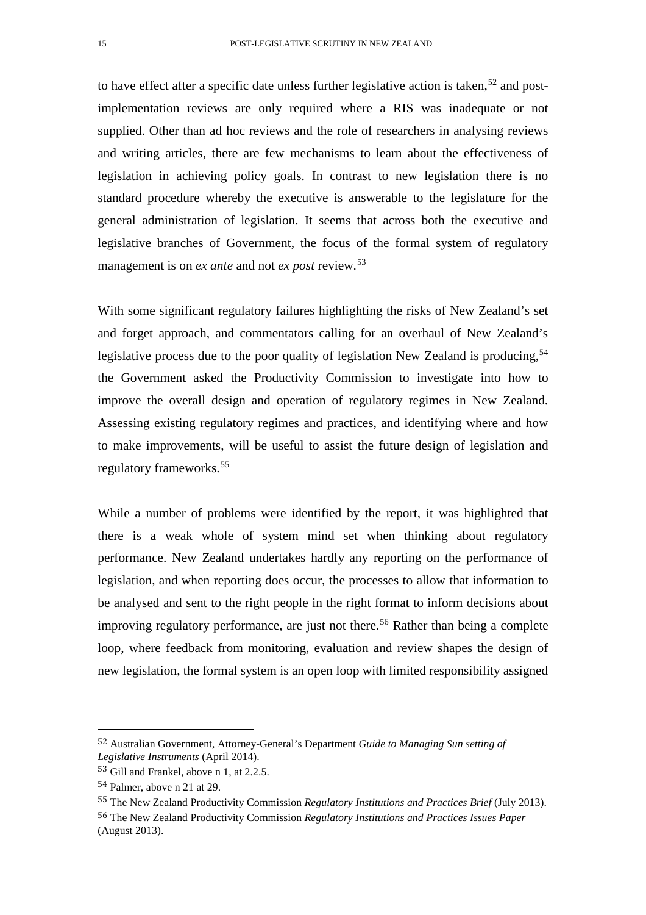to have effect after a specific date unless further legislative action is taken,[52] and post-implementation reviews are only required where a RIS was inadequate or not supplied. Other than ad hoc reviews and the role of researchers in analysing reviews and writing articles, there are few mechanisms to learn about the effectiveness of legislation in achieving policy goals. In contrast to new legislation there is no standard procedure whereby the executive is answerable to the legislature for the general administration of legislation. It seems that across both the executive and legislative branches of Government, the focus of the formal system of regulatory management is on *ex ante* and not *ex post* review.[53]

With some significant regulatory failures highlighting the risks of New Zealand's set and forget approach, and commentators calling for an overhaul of New Zealand's legislative process due to the poor quality of legislation New Zealand is producing,[54] the Government asked the Productivity Commission to investigate into how to improve the overall design and operation of regulatory regimes in New Zealand. Assessing existing regulatory regimes and practices, and identifying where and how to make improvements, will be useful to assist the future design of legislation and regulatory frameworks.[55]

While a number of problems were identified by the report, it was highlighted that there is a weak whole of system mind set when thinking about regulatory performance. New Zealand undertakes hardly any reporting on the performance of legislation, and when reporting does occur, the processes to allow that information to be analysed and sent to the right people in the right format to inform decisions about improving regulatory performance, are just not there.[56] Rather than being a complete loop, where feedback from monitoring, evaluation and review shapes the design of new legislation, the formal system is an open loop with limited responsibility assigned

---

[52] Australian Government, Attorney-General's Department *Guide to Managing Sun setting of Legislative Instruments* (April 2014).

[53] Gill and Frankel, above n 1, at 2.2.5.

[54] Palmer, above n 21 at 29.

[55] The New Zealand Productivity Commission *Regulatory Institutions and Practices Brief* (July 2013).

[56] The New Zealand Productivity Commission *Regulatory Institutions and Practices Issues Paper* (August 2013).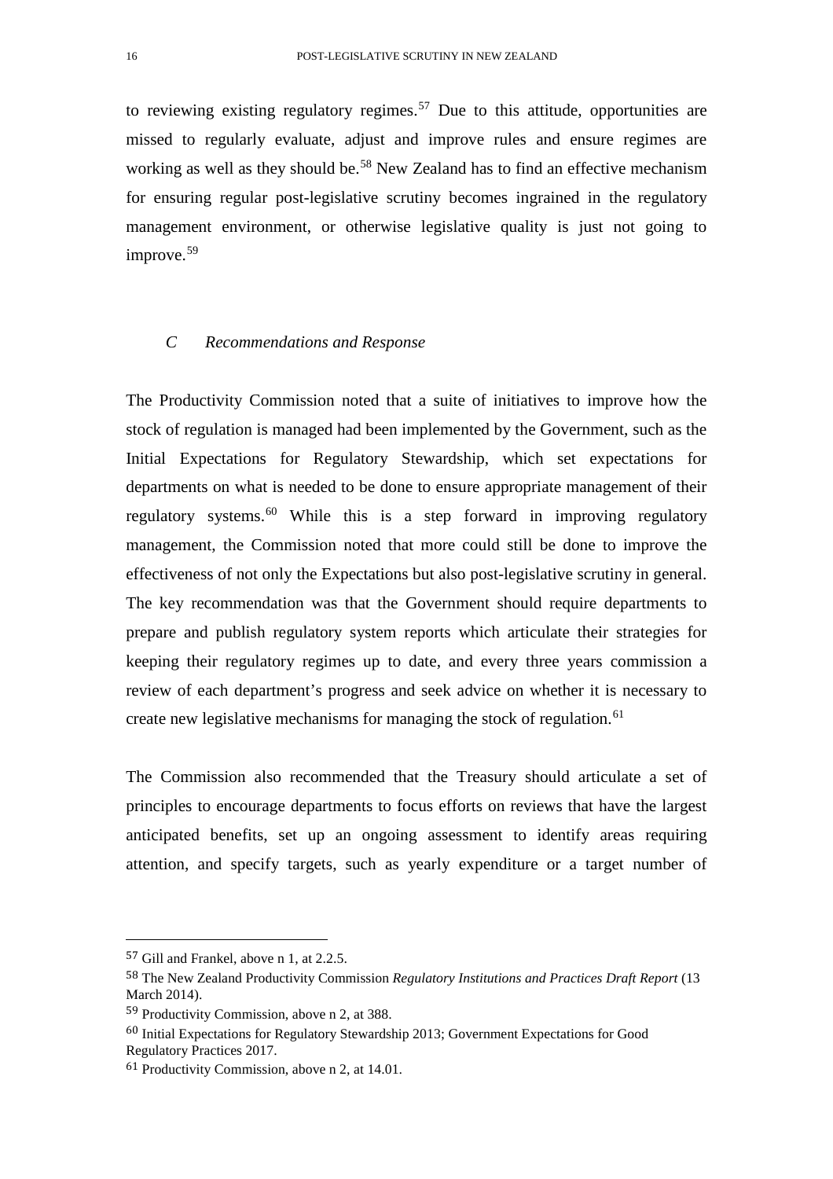to reviewing existing regulatory regimes.[57] Due to this attitude, opportunities are missed to regularly evaluate, adjust and improve rules and ensure regimes are working as well as they should be.[58] New Zealand has to find an effective mechanism for ensuring regular post-legislative scrutiny becomes ingrained in the regulatory management environment, or otherwise legislative quality is just not going to improve.[59]

### *C Recommendations and Response*

The Productivity Commission noted that a suite of initiatives to improve how the stock of regulation is managed had been implemented by the Government, such as the Initial Expectations for Regulatory Stewardship, which set expectations for departments on what is needed to be done to ensure appropriate management of their regulatory systems.[60] While this is a step forward in improving regulatory management, the Commission noted that more could still be done to improve the effectiveness of not only the Expectations but also post-legislative scrutiny in general. The key recommendation was that the Government should require departments to prepare and publish regulatory system reports which articulate their strategies for keeping their regulatory regimes up to date, and every three years commission a review of each department's progress and seek advice on whether it is necessary to create new legislative mechanisms for managing the stock of regulation.[61]

The Commission also recommended that the Treasury should articulate a set of principles to encourage departments to focus efforts on reviews that have the largest anticipated benefits, set up an ongoing assessment to identify areas requiring attention, and specify targets, such as yearly expenditure or a target number of

---

[57] Gill and Frankel, above n 1, at 2.2.5.

[58] The New Zealand Productivity Commission *Regulatory Institutions and Practices Draft Report* (13 March 2014).

[59] Productivity Commission, above n 2, at 388.

[60] Initial Expectations for Regulatory Stewardship 2013; Government Expectations for Good Regulatory Practices 2017.

[61] Productivity Commission, above n 2, at 14.01.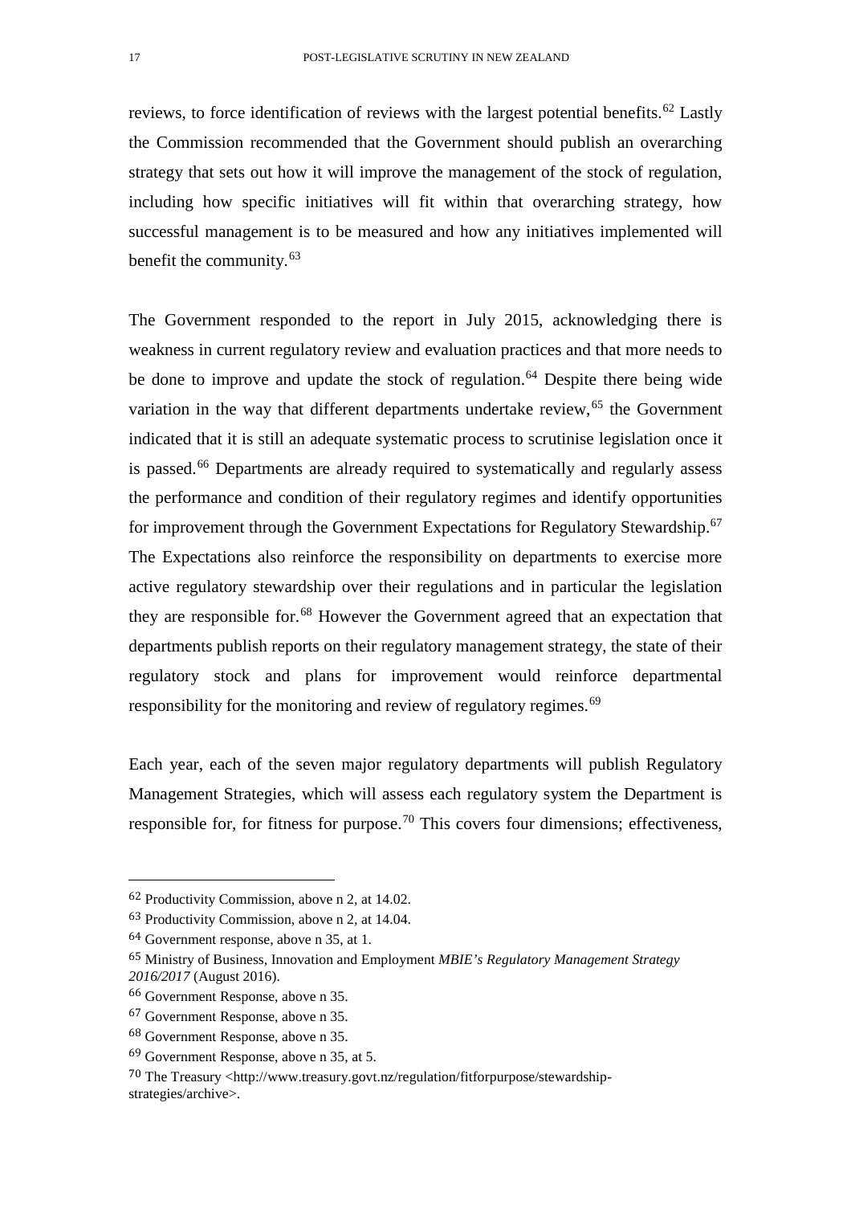reviews, to force identification of reviews with the largest potential benefits.[62] Lastly the Commission recommended that the Government should publish an overarching strategy that sets out how it will improve the management of the stock of regulation, including how specific initiatives will fit within that overarching strategy, how successful management is to be measured and how any initiatives implemented will benefit the community.[63]

The Government responded to the report in July 2015, acknowledging there is weakness in current regulatory review and evaluation practices and that more needs to be done to improve and update the stock of regulation.[64] Despite there being wide variation in the way that different departments undertake review,[65] the Government indicated that it is still an adequate systematic process to scrutinise legislation once it is passed.[66] Departments are already required to systematically and regularly assess the performance and condition of their regulatory regimes and identify opportunities for improvement through the Government Expectations for Regulatory Stewardship.[67] The Expectations also reinforce the responsibility on departments to exercise more active regulatory stewardship over their regulations and in particular the legislation they are responsible for.[68] However the Government agreed that an expectation that departments publish reports on their regulatory management strategy, the state of their regulatory stock and plans for improvement would reinforce departmental responsibility for the monitoring and review of regulatory regimes.[69]

Each year, each of the seven major regulatory departments will publish Regulatory Management Strategies, which will assess each regulatory system the Department is responsible for, for fitness for purpose.[70] This covers four dimensions; effectiveness,

---

62 Productivity Commission, above n 2, at 14.02.

63 Productivity Commission, above n 2, at 14.04.

64 Government response, above n 35, at 1.

65 Ministry of Business, Innovation and Employment *MBIE's Regulatory Management Strategy 2016/2017* (August 2016).

66 Government Response, above n 35.

67 Government Response, above n 35.

68 Government Response, above n 35.

69 Government Response, above n 35, at 5.

70 The Treasury <http://www.treasury.govt.nz/regulation/fitforpurpose/stewardship-strategies/archive>.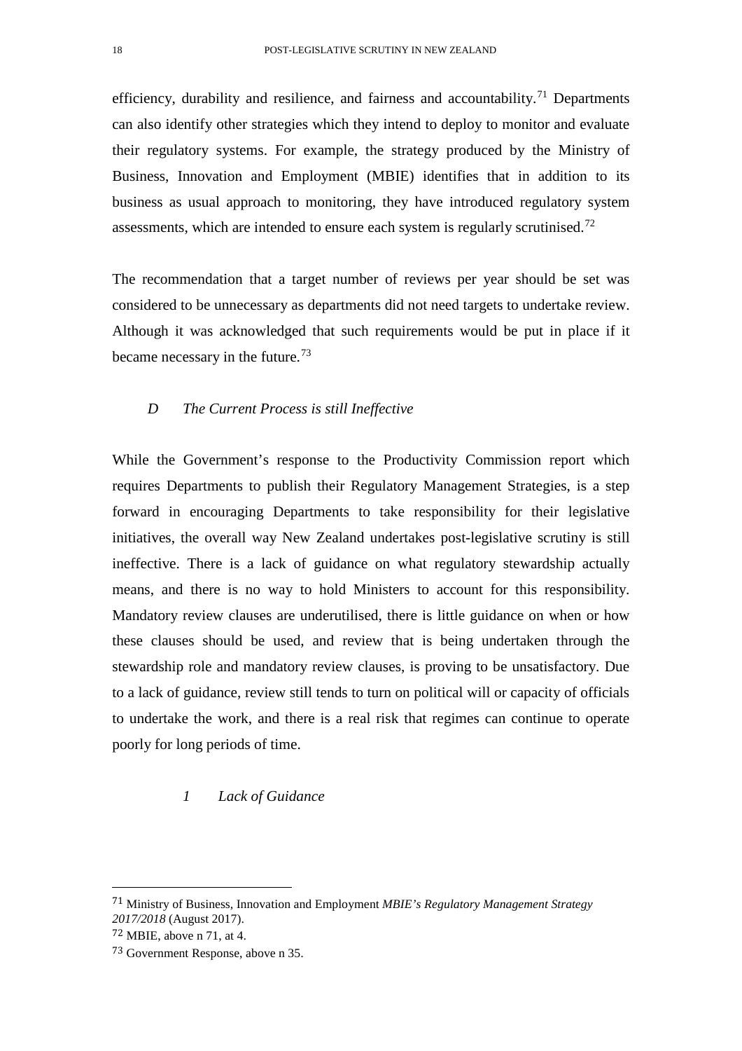efficiency, durability and resilience, and fairness and accountability.[71] Departments can also identify other strategies which they intend to deploy to monitor and evaluate their regulatory systems. For example, the strategy produced by the Ministry of Business, Innovation and Employment (MBIE) identifies that in addition to its business as usual approach to monitoring, they have introduced regulatory system assessments, which are intended to ensure each system is regularly scrutinised.[72]

The recommendation that a target number of reviews per year should be set was considered to be unnecessary as departments did not need targets to undertake review. Although it was acknowledged that such requirements would be put in place if it became necessary in the future.[73]

### *D The Current Process is still Ineffective*

While the Government's response to the Productivity Commission report which requires Departments to publish their Regulatory Management Strategies, is a step forward in encouraging Departments to take responsibility for their legislative initiatives, the overall way New Zealand undertakes post-legislative scrutiny is still ineffective. There is a lack of guidance on what regulatory stewardship actually means, and there is no way to hold Ministers to account for this responsibility. Mandatory review clauses are underutilised, there is little guidance on when or how these clauses should be used, and review that is being undertaken through the stewardship role and mandatory review clauses, is proving to be unsatisfactory. Due to a lack of guidance, review still tends to turn on political will or capacity of officials to undertake the work, and there is a real risk that regimes can continue to operate poorly for long periods of time.

#### *1 Lack of Guidance*

---

[71] Ministry of Business, Innovation and Employment *MBIE's Regulatory Management Strategy 2017/2018* (August 2017).

[72] MBIE, above n 71, at 4.

[73] Government Response, above n 35.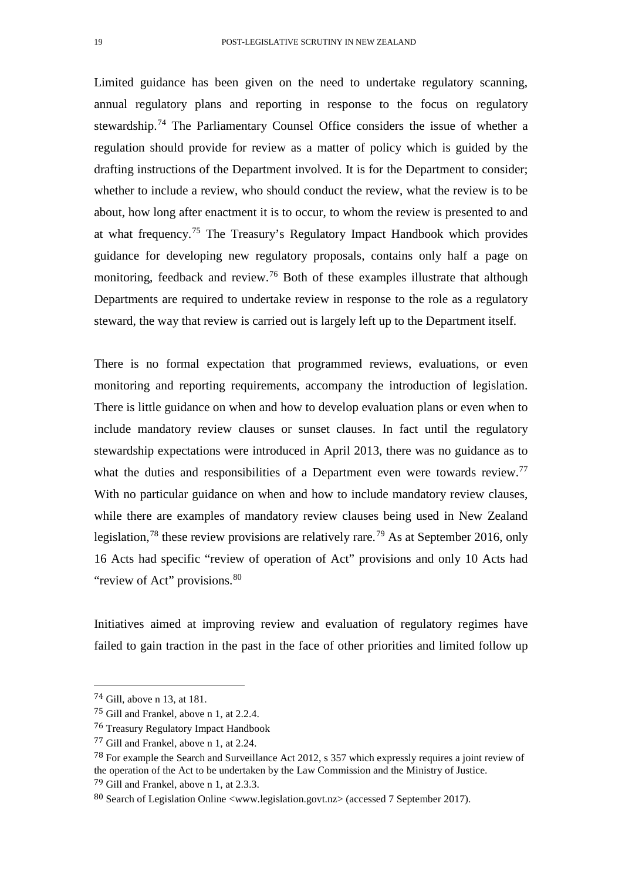Limited guidance has been given on the need to undertake regulatory scanning, annual regulatory plans and reporting in response to the focus on regulatory stewardship.[74] The Parliamentary Counsel Office considers the issue of whether a regulation should provide for review as a matter of policy which is guided by the drafting instructions of the Department involved. It is for the Department to consider; whether to include a review, who should conduct the review, what the review is to be about, how long after enactment it is to occur, to whom the review is presented to and at what frequency.[75] The Treasury's Regulatory Impact Handbook which provides guidance for developing new regulatory proposals, contains only half a page on monitoring, feedback and review.[76] Both of these examples illustrate that although Departments are required to undertake review in response to the role as a regulatory steward, the way that review is carried out is largely left up to the Department itself.

There is no formal expectation that programmed reviews, evaluations, or even monitoring and reporting requirements, accompany the introduction of legislation. There is little guidance on when and how to develop evaluation plans or even when to include mandatory review clauses or sunset clauses. In fact until the regulatory stewardship expectations were introduced in April 2013, there was no guidance as to what the duties and responsibilities of a Department even were towards review.[77] With no particular guidance on when and how to include mandatory review clauses, while there are examples of mandatory review clauses being used in New Zealand legislation,[78] these review provisions are relatively rare.[79] As at September 2016, only 16 Acts had specific "review of operation of Act" provisions and only 10 Acts had "review of Act" provisions.[80]

Initiatives aimed at improving review and evaluation of regulatory regimes have failed to gain traction in the past in the face of other priorities and limited follow up

---

[74] Gill, above n 13, at 181.

[75] Gill and Frankel, above n 1, at 2.2.4.

[76] Treasury Regulatory Impact Handbook

[77] Gill and Frankel, above n 1, at 2.24.

[78] For example the Search and Surveillance Act 2012, s 357 which expressly requires a joint review of the operation of the Act to be undertaken by the Law Commission and the Ministry of Justice.

[79] Gill and Frankel, above n 1, at 2.3.3.

[80] Search of Legislation Online <www.legislation.govt.nz> (accessed 7 September 2017).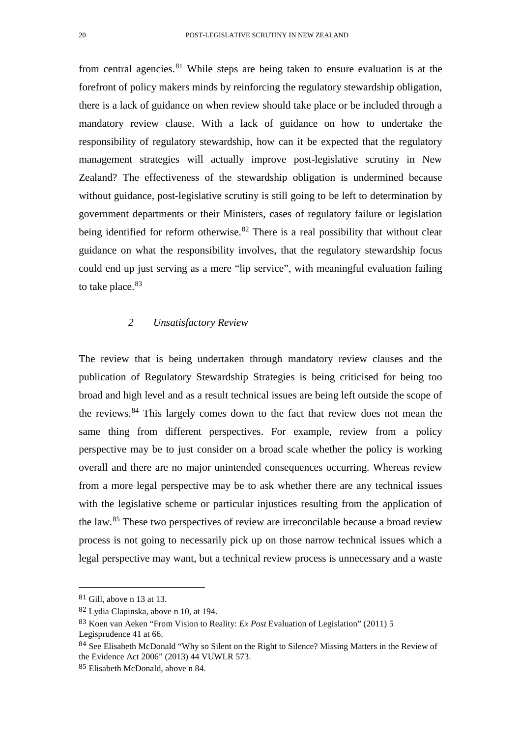from central agencies.[81] While steps are being taken to ensure evaluation is at the forefront of policy makers minds by reinforcing the regulatory stewardship obligation, there is a lack of guidance on when review should take place or be included through a mandatory review clause. With a lack of guidance on how to undertake the responsibility of regulatory stewardship, how can it be expected that the regulatory management strategies will actually improve post-legislative scrutiny in New Zealand? The effectiveness of the stewardship obligation is undermined because without guidance, post-legislative scrutiny is still going to be left to determination by government departments or their Ministers, cases of regulatory failure or legislation being identified for reform otherwise.[82] There is a real possibility that without clear guidance on what the responsibility involves, that the regulatory stewardship focus could end up just serving as a mere "lip service", with meaningful evaluation failing to take place.[83]

### *2 Unsatisfactory Review*

The review that is being undertaken through mandatory review clauses and the publication of Regulatory Stewardship Strategies is being criticised for being too broad and high level and as a result technical issues are being left outside the scope of the reviews.[84] This largely comes down to the fact that review does not mean the same thing from different perspectives. For example, review from a policy perspective may be to just consider on a broad scale whether the policy is working overall and there are no major unintended consequences occurring. Whereas review from a more legal perspective may be to ask whether there are any technical issues with the legislative scheme or particular injustices resulting from the application of the law.[85] These two perspectives of review are irreconcilable because a broad review process is not going to necessarily pick up on those narrow technical issues which a legal perspective may want, but a technical review process is unnecessary and a waste

---

[81] Gill, above n 13 at 13.

[82] Lydia Clapinska, above n 10, at 194.

[83] Koen van Aeken "From Vision to Reality: *Ex Post* Evaluation of Legislation" (2011) 5 Legisprudence 41 at 66.

[84] See Elisabeth McDonald "Why so Silent on the Right to Silence? Missing Matters in the Review of the Evidence Act 2006" (2013) 44 VUWLR 573.

[85] Elisabeth McDonald, above n 84.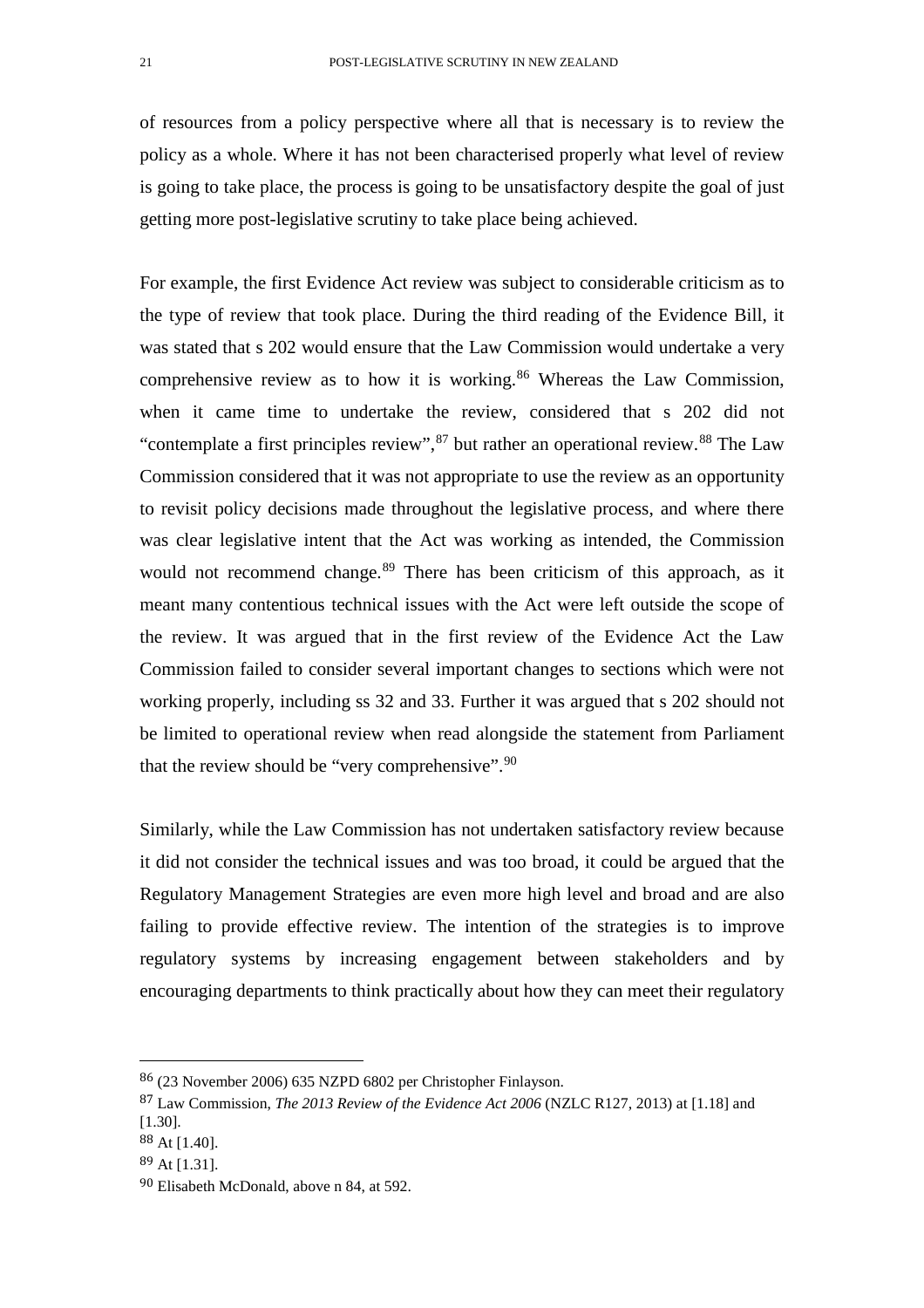of resources from a policy perspective where all that is necessary is to review the policy as a whole. Where it has not been characterised properly what level of review is going to take place, the process is going to be unsatisfactory despite the goal of just getting more post-legislative scrutiny to take place being achieved.

For example, the first Evidence Act review was subject to considerable criticism as to the type of review that took place. During the third reading of the Evidence Bill, it was stated that s 202 would ensure that the Law Commission would undertake a very comprehensive review as to how it is working.[86] Whereas the Law Commission, when it came time to undertake the review, considered that s 202 did not "contemplate a first principles review",[87] but rather an operational review.[88] The Law Commission considered that it was not appropriate to use the review as an opportunity to revisit policy decisions made throughout the legislative process, and where there was clear legislative intent that the Act was working as intended, the Commission would not recommend change.[89] There has been criticism of this approach, as it meant many contentious technical issues with the Act were left outside the scope of the review. It was argued that in the first review of the Evidence Act the Law Commission failed to consider several important changes to sections which were not working properly, including ss 32 and 33. Further it was argued that s 202 should not be limited to operational review when read alongside the statement from Parliament that the review should be "very comprehensive".[90]

Similarly, while the Law Commission has not undertaken satisfactory review because it did not consider the technical issues and was too broad, it could be argued that the Regulatory Management Strategies are even more high level and broad and are also failing to provide effective review. The intention of the strategies is to improve regulatory systems by increasing engagement between stakeholders and by encouraging departments to think practically about how they can meet their regulatory

---

[86] (23 November 2006) 635 NZPD 6802 per Christopher Finlayson.

[87] Law Commission, *The 2013 Review of the Evidence Act 2006* (NZLC R127, 2013) at [1.18] and [1.30].

[88] At [1.40].

[89] At [1.31].

[90] Elisabeth McDonald, above n 84, at 592.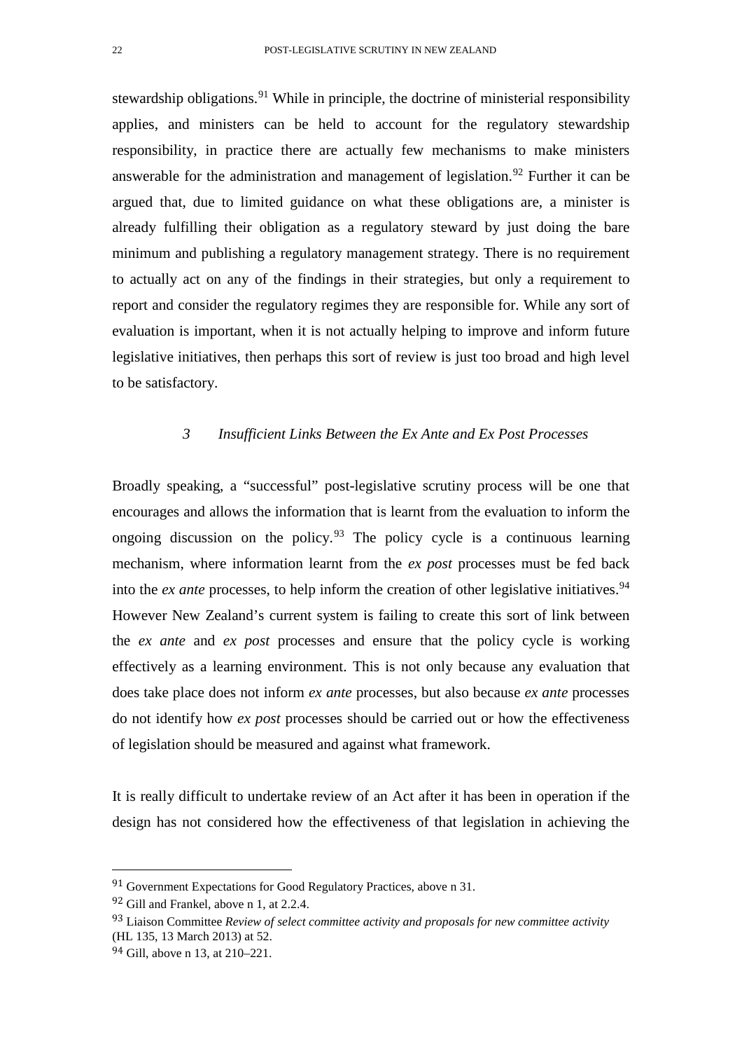stewardship obligations.[91] While in principle, the doctrine of ministerial responsibility applies, and ministers can be held to account for the regulatory stewardship responsibility, in practice there are actually few mechanisms to make ministers answerable for the administration and management of legislation.[92] Further it can be argued that, due to limited guidance on what these obligations are, a minister is already fulfilling their obligation as a regulatory steward by just doing the bare minimum and publishing a regulatory management strategy. There is no requirement to actually act on any of the findings in their strategies, but only a requirement to report and consider the regulatory regimes they are responsible for. While any sort of evaluation is important, when it is not actually helping to improve and inform future legislative initiatives, then perhaps this sort of review is just too broad and high level to be satisfactory.

### *3 Insufficient Links Between the Ex Ante and Ex Post Processes*

Broadly speaking, a "successful" post-legislative scrutiny process will be one that encourages and allows the information that is learnt from the evaluation to inform the ongoing discussion on the policy.[93] The policy cycle is a continuous learning mechanism, where information learnt from the *ex post* processes must be fed back into the *ex ante* processes, to help inform the creation of other legislative initiatives.[94] However New Zealand's current system is failing to create this sort of link between the *ex ante* and *ex post* processes and ensure that the policy cycle is working effectively as a learning environment. This is not only because any evaluation that does take place does not inform *ex ante* processes, but also because *ex ante* processes do not identify how *ex post* processes should be carried out or how the effectiveness of legislation should be measured and against what framework.

It is really difficult to undertake review of an Act after it has been in operation if the design has not considered how the effectiveness of that legislation in achieving the

---

[91] Government Expectations for Good Regulatory Practices, above n 31.

[92] Gill and Frankel, above n 1, at 2.2.4.

[93] Liaison Committee *Review of select committee activity and proposals for new committee activity* (HL 135, 13 March 2013) at 52.

[94] Gill, above n 13, at 210–221.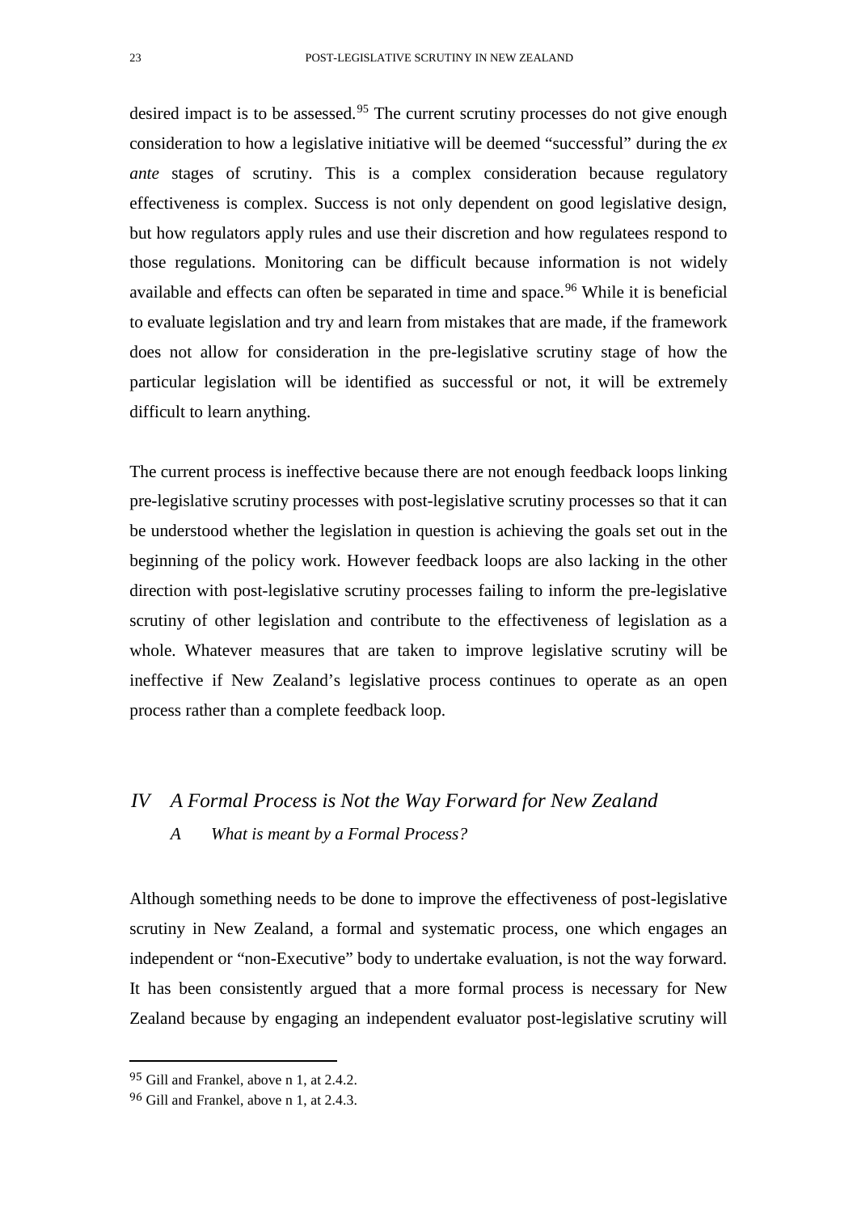desired impact is to be assessed.[95] The current scrutiny processes do not give enough consideration to how a legislative initiative will be deemed "successful" during the *ex ante* stages of scrutiny. This is a complex consideration because regulatory effectiveness is complex. Success is not only dependent on good legislative design, but how regulators apply rules and use their discretion and how regulatees respond to those regulations. Monitoring can be difficult because information is not widely available and effects can often be separated in time and space.[96] While it is beneficial to evaluate legislation and try and learn from mistakes that are made, if the framework does not allow for consideration in the pre-legislative scrutiny stage of how the particular legislation will be identified as successful or not, it will be extremely difficult to learn anything.

The current process is ineffective because there are not enough feedback loops linking pre-legislative scrutiny processes with post-legislative scrutiny processes so that it can be understood whether the legislation in question is achieving the goals set out in the beginning of the policy work. However feedback loops are also lacking in the other direction with post-legislative scrutiny processes failing to inform the pre-legislative scrutiny of other legislation and contribute to the effectiveness of legislation as a whole. Whatever measures that are taken to improve legislative scrutiny will be ineffective if New Zealand's legislative process continues to operate as an open process rather than a complete feedback loop.

## *IV A Formal Process is Not the Way Forward for New Zealand*

### *A What is meant by a Formal Process?*

Although something needs to be done to improve the effectiveness of post-legislative scrutiny in New Zealand, a formal and systematic process, one which engages an independent or "non-Executive" body to undertake evaluation, is not the way forward. It has been consistently argued that a more formal process is necessary for New Zealand because by engaging an independent evaluator post-legislative scrutiny will

---

[95] Gill and Frankel, above n 1, at 2.4.2.

[96] Gill and Frankel, above n 1, at 2.4.3.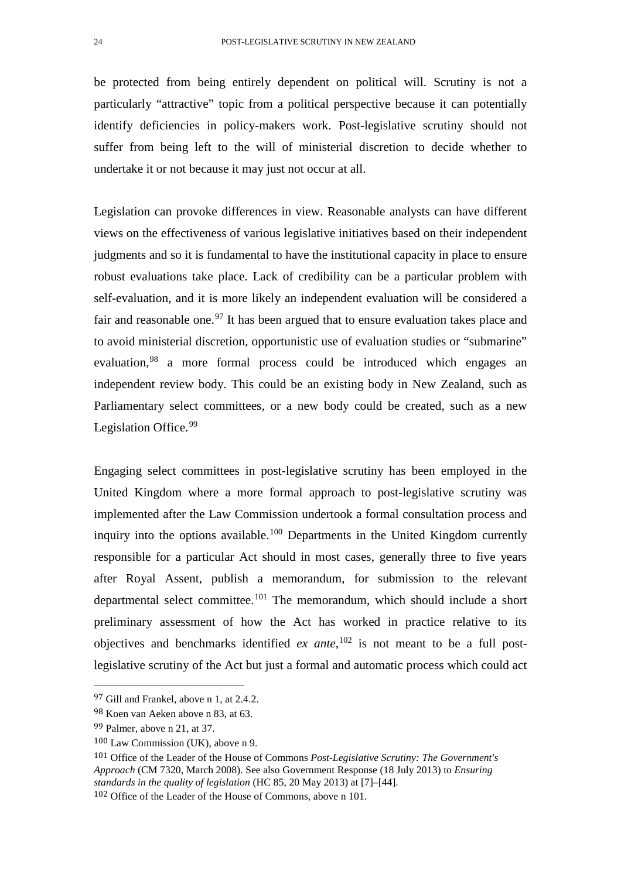be protected from being entirely dependent on political will. Scrutiny is not a particularly "attractive" topic from a political perspective because it can potentially identify deficiencies in policy-makers work. Post-legislative scrutiny should not suffer from being left to the will of ministerial discretion to decide whether to undertake it or not because it may just not occur at all.

Legislation can provoke differences in view. Reasonable analysts can have different views on the effectiveness of various legislative initiatives based on their independent judgments and so it is fundamental to have the institutional capacity in place to ensure robust evaluations take place. Lack of credibility can be a particular problem with self-evaluation, and it is more likely an independent evaluation will be considered a fair and reasonable one.[97] It has been argued that to ensure evaluation takes place and to avoid ministerial discretion, opportunistic use of evaluation studies or "submarine" evaluation,[98] a more formal process could be introduced which engages an independent review body. This could be an existing body in New Zealand, such as Parliamentary select committees, or a new body could be created, such as a new Legislation Office.[99]

Engaging select committees in post-legislative scrutiny has been employed in the United Kingdom where a more formal approach to post-legislative scrutiny was implemented after the Law Commission undertook a formal consultation process and inquiry into the options available.[100] Departments in the United Kingdom currently responsible for a particular Act should in most cases, generally three to five years after Royal Assent, publish a memorandum, for submission to the relevant departmental select committee.[101] The memorandum, which should include a short preliminary assessment of how the Act has worked in practice relative to its objectives and benchmarks identified *ex ante*,[102] is not meant to be a full post-legislative scrutiny of the Act but just a formal and automatic process which could act

---

[97] Gill and Frankel, above n 1, at 2.4.2.

[98] Koen van Aeken above n 83, at 63.

[99] Palmer, above n 21, at 37.

[100] Law Commission (UK), above n 9.

[101] Office of the Leader of the House of Commons *Post-Legislative Scrutiny: The Government's Approach* (CM 7320, March 2008). See also Government Response (18 July 2013) to *Ensuring standards in the quality of legislation* (HC 85, 20 May 2013) at [7]–[44].

[102] Office of the Leader of the House of Commons, above n 101.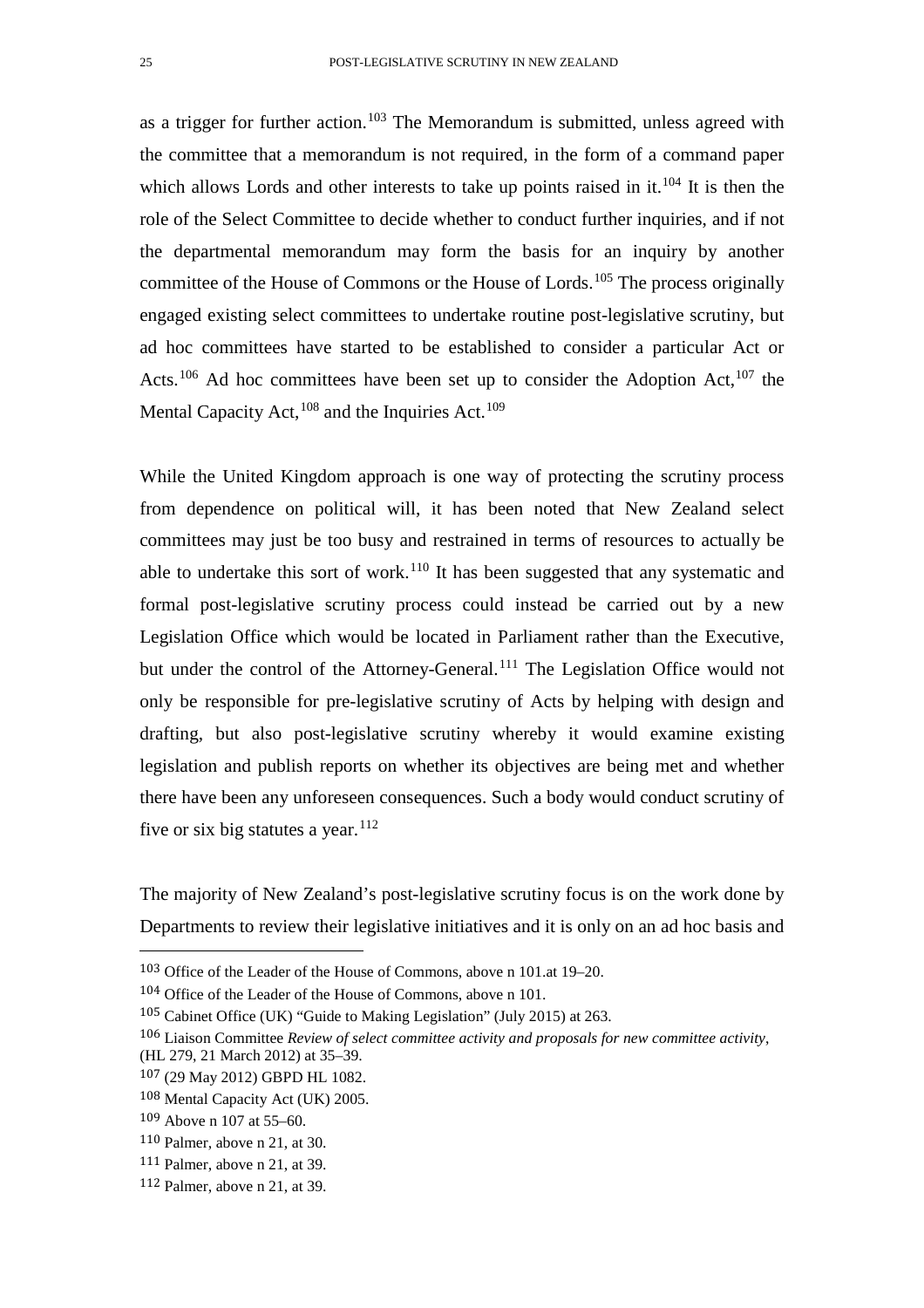as a trigger for further action.[103] The Memorandum is submitted, unless agreed with the committee that a memorandum is not required, in the form of a command paper which allows Lords and other interests to take up points raised in it.[104] It is then the role of the Select Committee to decide whether to conduct further inquiries, and if not the departmental memorandum may form the basis for an inquiry by another committee of the House of Commons or the House of Lords.[105] The process originally engaged existing select committees to undertake routine post-legislative scrutiny, but ad hoc committees have started to be established to consider a particular Act or Acts.[106] Ad hoc committees have been set up to consider the Adoption Act,[107] the Mental Capacity Act,[108] and the Inquiries Act.[109]

While the United Kingdom approach is one way of protecting the scrutiny process from dependence on political will, it has been noted that New Zealand select committees may just be too busy and restrained in terms of resources to actually be able to undertake this sort of work.[110] It has been suggested that any systematic and formal post-legislative scrutiny process could instead be carried out by a new Legislation Office which would be located in Parliament rather than the Executive, but under the control of the Attorney-General.[111] The Legislation Office would not only be responsible for pre-legislative scrutiny of Acts by helping with design and drafting, but also post-legislative scrutiny whereby it would examine existing legislation and publish reports on whether its objectives are being met and whether there have been any unforeseen consequences. Such a body would conduct scrutiny of five or six big statutes a year.[112]

The majority of New Zealand's post-legislative scrutiny focus is on the work done by Departments to review their legislative initiatives and it is only on an ad hoc basis and

---

103 Office of the Leader of the House of Commons, above n 101.at 19–20.

104 Office of the Leader of the House of Commons, above n 101.

105 Cabinet Office (UK) "Guide to Making Legislation" (July 2015) at 263.

106 Liaison Committee *Review of select committee activity and proposals for new committee activity*, (HL 279, 21 March 2012) at 35–39.

107 (29 May 2012) GBPD HL 1082.

108 Mental Capacity Act (UK) 2005.

109 Above n 107 at 55–60.

110 Palmer, above n 21, at 30.

111 Palmer, above n 21, at 39.

112 Palmer, above n 21, at 39.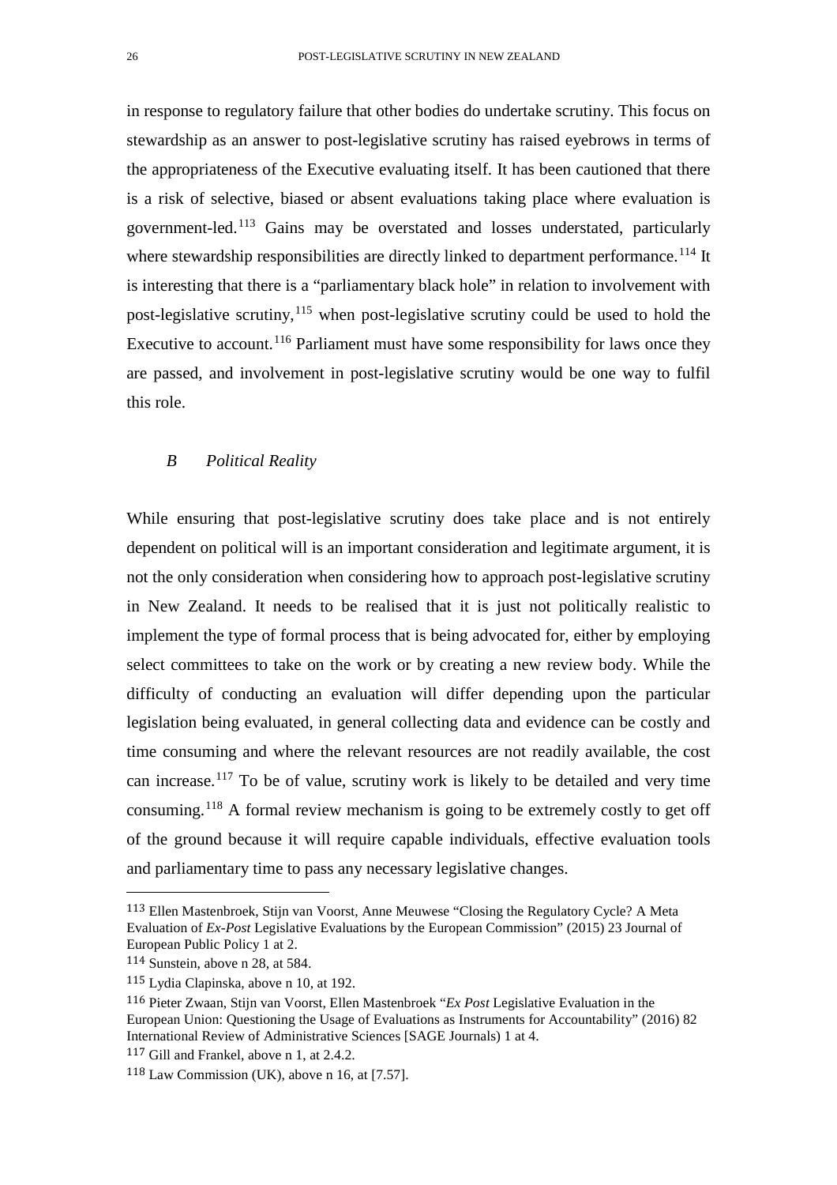in response to regulatory failure that other bodies do undertake scrutiny. This focus on stewardship as an answer to post-legislative scrutiny has raised eyebrows in terms of the appropriateness of the Executive evaluating itself. It has been cautioned that there is a risk of selective, biased or absent evaluations taking place where evaluation is government-led.[113] Gains may be overstated and losses understated, particularly where stewardship responsibilities are directly linked to department performance.[114] It is interesting that there is a "parliamentary black hole" in relation to involvement with post-legislative scrutiny,[115] when post-legislative scrutiny could be used to hold the Executive to account.[116] Parliament must have some responsibility for laws once they are passed, and involvement in post-legislative scrutiny would be one way to fulfil this role.

### *B Political Reality*

While ensuring that post-legislative scrutiny does take place and is not entirely dependent on political will is an important consideration and legitimate argument, it is not the only consideration when considering how to approach post-legislative scrutiny in New Zealand. It needs to be realised that it is just not politically realistic to implement the type of formal process that is being advocated for, either by employing select committees to take on the work or by creating a new review body. While the difficulty of conducting an evaluation will differ depending upon the particular legislation being evaluated, in general collecting data and evidence can be costly and time consuming and where the relevant resources are not readily available, the cost can increase.[117] To be of value, scrutiny work is likely to be detailed and very time consuming.[118] A formal review mechanism is going to be extremely costly to get off of the ground because it will require capable individuals, effective evaluation tools and parliamentary time to pass any necessary legislative changes.

---

[113] Ellen Mastenbroek, Stijn van Voorst, Anne Meuwese "Closing the Regulatory Cycle? A Meta Evaluation of *Ex-Post* Legislative Evaluations by the European Commission" (2015) 23 Journal of European Public Policy 1 at 2.

[114] Sunstein, above n 28, at 584.

[115] Lydia Clapinska, above n 10, at 192.

[116] Pieter Zwaan, Stijn van Voorst, Ellen Mastenbroek "*Ex Post* Legislative Evaluation in the European Union: Questioning the Usage of Evaluations as Instruments for Accountability" (2016) 82 International Review of Administrative Sciences [SAGE Journals) 1 at 4.

[117] Gill and Frankel, above n 1, at 2.4.2.

[118] Law Commission (UK), above n 16, at [7.57].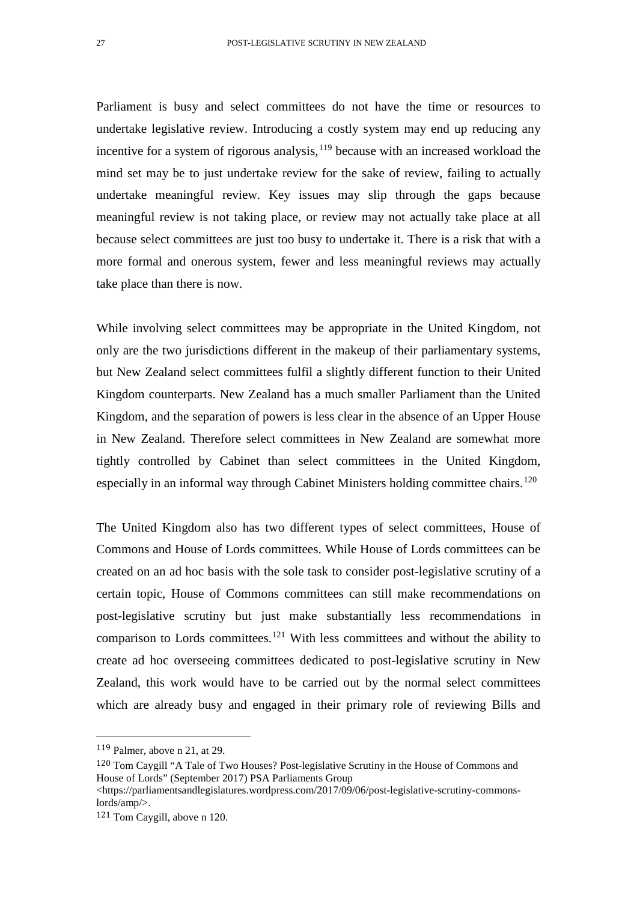Parliament is busy and select committees do not have the time or resources to undertake legislative review. Introducing a costly system may end up reducing any incentive for a system of rigorous analysis,[119] because with an increased workload the mind set may be to just undertake review for the sake of review, failing to actually undertake meaningful review. Key issues may slip through the gaps because meaningful review is not taking place, or review may not actually take place at all because select committees are just too busy to undertake it. There is a risk that with a more formal and onerous system, fewer and less meaningful reviews may actually take place than there is now.

While involving select committees may be appropriate in the United Kingdom, not only are the two jurisdictions different in the makeup of their parliamentary systems, but New Zealand select committees fulfil a slightly different function to their United Kingdom counterparts. New Zealand has a much smaller Parliament than the United Kingdom, and the separation of powers is less clear in the absence of an Upper House in New Zealand. Therefore select committees in New Zealand are somewhat more tightly controlled by Cabinet than select committees in the United Kingdom, especially in an informal way through Cabinet Ministers holding committee chairs.[120]

The United Kingdom also has two different types of select committees, House of Commons and House of Lords committees. While House of Lords committees can be created on an ad hoc basis with the sole task to consider post-legislative scrutiny of a certain topic, House of Commons committees can still make recommendations on post-legislative scrutiny but just make substantially less recommendations in comparison to Lords committees.[121] With less committees and without the ability to create ad hoc overseeing committees dedicated to post-legislative scrutiny in New Zealand, this work would have to be carried out by the normal select committees which are already busy and engaged in their primary role of reviewing Bills and

---

119 Palmer, above n 21, at 29.

120 Tom Caygill "A Tale of Two Houses? Post-legislative Scrutiny in the House of Commons and House of Lords" (September 2017) PSA Parliaments Group <https://parliamentsandlegislatures.wordpress.com/2017/09/06/post-legislative-scrutiny-commons-lords/amp/>.

121 Tom Caygill, above n 120.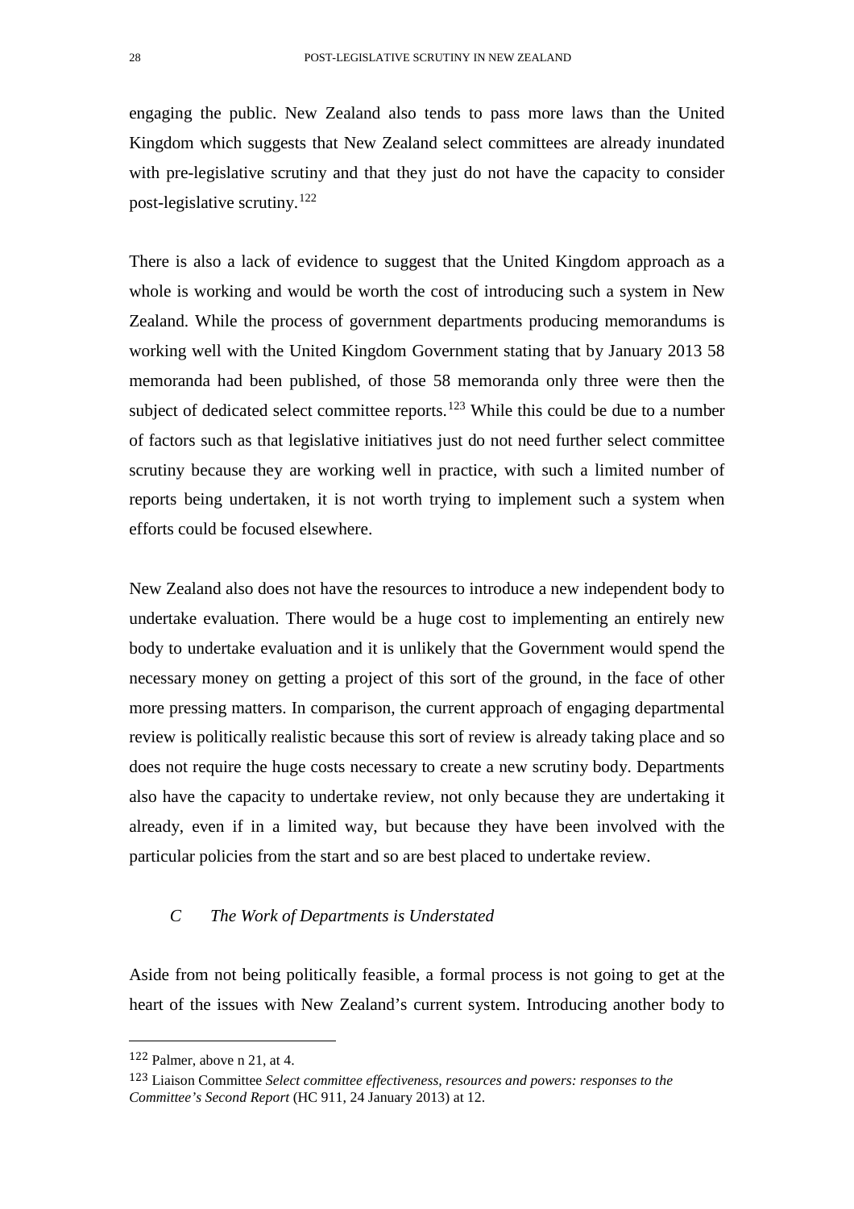engaging the public. New Zealand also tends to pass more laws than the United Kingdom which suggests that New Zealand select committees are already inundated with pre-legislative scrutiny and that they just do not have the capacity to consider post-legislative scrutiny.[122]

There is also a lack of evidence to suggest that the United Kingdom approach as a whole is working and would be worth the cost of introducing such a system in New Zealand. While the process of government departments producing memorandums is working well with the United Kingdom Government stating that by January 2013 58 memoranda had been published, of those 58 memoranda only three were then the subject of dedicated select committee reports.[123] While this could be due to a number of factors such as that legislative initiatives just do not need further select committee scrutiny because they are working well in practice, with such a limited number of reports being undertaken, it is not worth trying to implement such a system when efforts could be focused elsewhere.

New Zealand also does not have the resources to introduce a new independent body to undertake evaluation. There would be a huge cost to implementing an entirely new body to undertake evaluation and it is unlikely that the Government would spend the necessary money on getting a project of this sort of the ground, in the face of other more pressing matters. In comparison, the current approach of engaging departmental review is politically realistic because this sort of review is already taking place and so does not require the huge costs necessary to create a new scrutiny body. Departments also have the capacity to undertake review, not only because they are undertaking it already, even if in a limited way, but because they have been involved with the particular policies from the start and so are best placed to undertake review.

### *C The Work of Departments is Understated*

Aside from not being politically feasible, a formal process is not going to get at the heart of the issues with New Zealand's current system. Introducing another body to

---

[122] Palmer, above n 21, at 4.

[123] Liaison Committee *Select committee effectiveness, resources and powers: responses to the Committee's Second Report* (HC 911, 24 January 2013) at 12.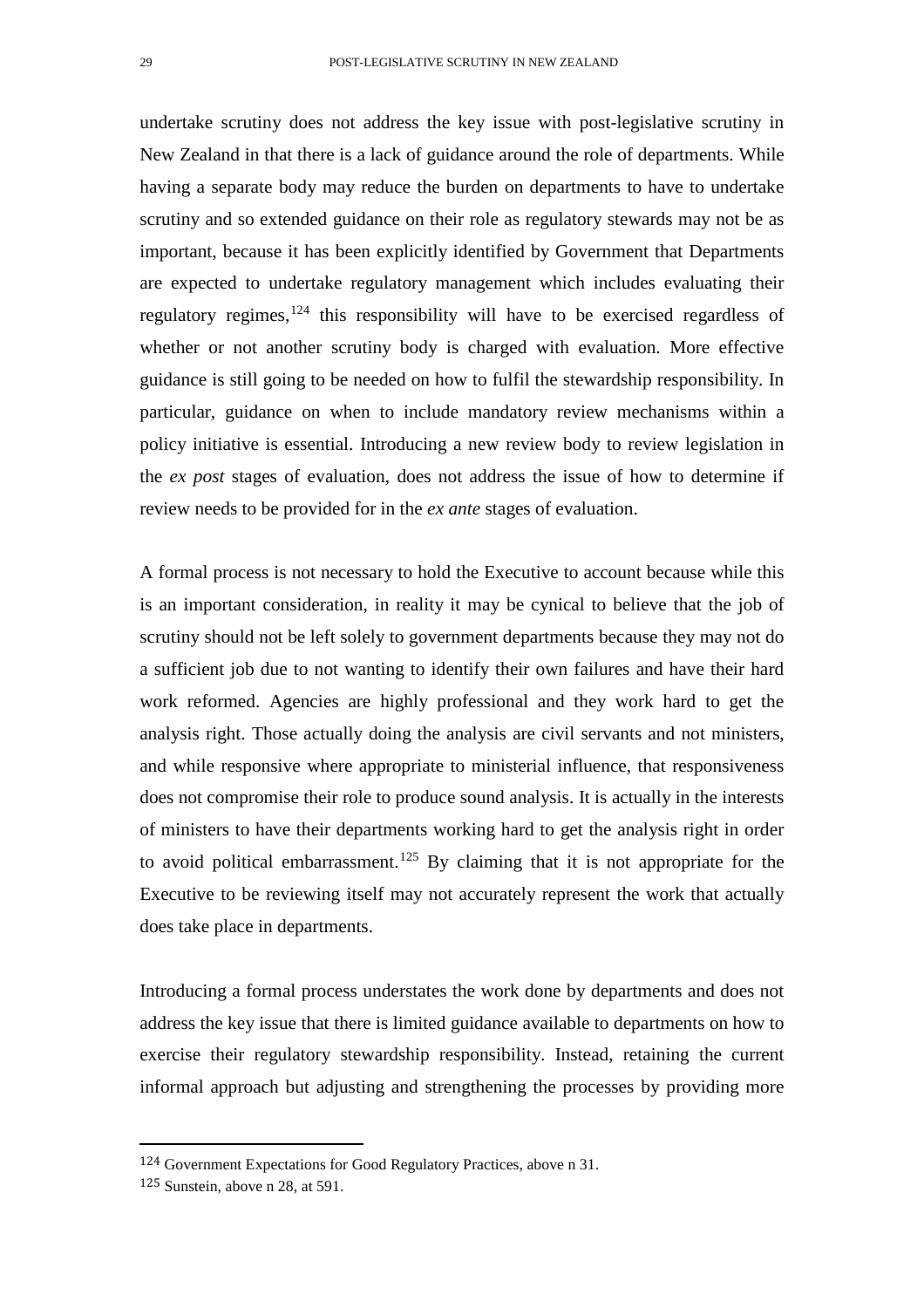undertake scrutiny does not address the key issue with post-legislative scrutiny in New Zealand in that there is a lack of guidance around the role of departments. While having a separate body may reduce the burden on departments to have to undertake scrutiny and so extended guidance on their role as regulatory stewards may not be as important, because it has been explicitly identified by Government that Departments are expected to undertake regulatory management which includes evaluating their regulatory regimes,[124] this responsibility will have to be exercised regardless of whether or not another scrutiny body is charged with evaluation. More effective guidance is still going to be needed on how to fulfil the stewardship responsibility. In particular, guidance on when to include mandatory review mechanisms within a policy initiative is essential. Introducing a new review body to review legislation in the *ex post* stages of evaluation, does not address the issue of how to determine if review needs to be provided for in the *ex ante* stages of evaluation.

A formal process is not necessary to hold the Executive to account because while this is an important consideration, in reality it may be cynical to believe that the job of scrutiny should not be left solely to government departments because they may not do a sufficient job due to not wanting to identify their own failures and have their hard work reformed. Agencies are highly professional and they work hard to get the analysis right. Those actually doing the analysis are civil servants and not ministers, and while responsive where appropriate to ministerial influence, that responsiveness does not compromise their role to produce sound analysis. It is actually in the interests of ministers to have their departments working hard to get the analysis right in order to avoid political embarrassment.[125] By claiming that it is not appropriate for the Executive to be reviewing itself may not accurately represent the work that actually does take place in departments.

Introducing a formal process understates the work done by departments and does not address the key issue that there is limited guidance available to departments on how to exercise their regulatory stewardship responsibility. Instead, retaining the current informal approach but adjusting and strengthening the processes by providing more

---

[124] Government Expectations for Good Regulatory Practices, above n 31.

[125] Sunstein, above n 28, at 591.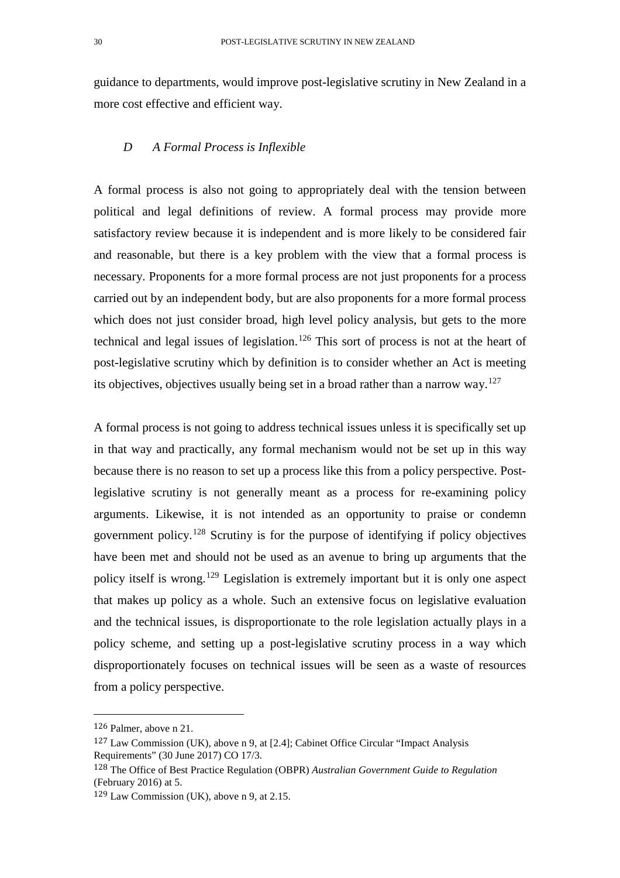guidance to departments, would improve post-legislative scrutiny in New Zealand in a more cost effective and efficient way.

### *D A Formal Process is Inflexible*

A formal process is also not going to appropriately deal with the tension between political and legal definitions of review. A formal process may provide more satisfactory review because it is independent and is more likely to be considered fair and reasonable, but there is a key problem with the view that a formal process is necessary. Proponents for a more formal process are not just proponents for a process carried out by an independent body, but are also proponents for a more formal process which does not just consider broad, high level policy analysis, but gets to the more technical and legal issues of legislation.[126] This sort of process is not at the heart of post-legislative scrutiny which by definition is to consider whether an Act is meeting its objectives, objectives usually being set in a broad rather than a narrow way.[127]

A formal process is not going to address technical issues unless it is specifically set up in that way and practically, any formal mechanism would not be set up in this way because there is no reason to set up a process like this from a policy perspective. Post-legislative scrutiny is not generally meant as a process for re-examining policy arguments. Likewise, it is not intended as an opportunity to praise or condemn government policy.[128] Scrutiny is for the purpose of identifying if policy objectives have been met and should not be used as an avenue to bring up arguments that the policy itself is wrong.[129] Legislation is extremely important but it is only one aspect that makes up policy as a whole. Such an extensive focus on legislative evaluation and the technical issues, is disproportionate to the role legislation actually plays in a policy scheme, and setting up a post-legislative scrutiny process in a way which disproportionately focuses on technical issues will be seen as a waste of resources from a policy perspective.

---

[126] Palmer, above n 21.

[127] Law Commission (UK), above n 9, at [2.4]; Cabinet Office Circular "Impact Analysis Requirements" (30 June 2017) CO 17/3.

[128] The Office of Best Practice Regulation (OBPR) *Australian Government Guide to Regulation* (February 2016) at 5.

[129] Law Commission (UK), above n 9, at 2.15.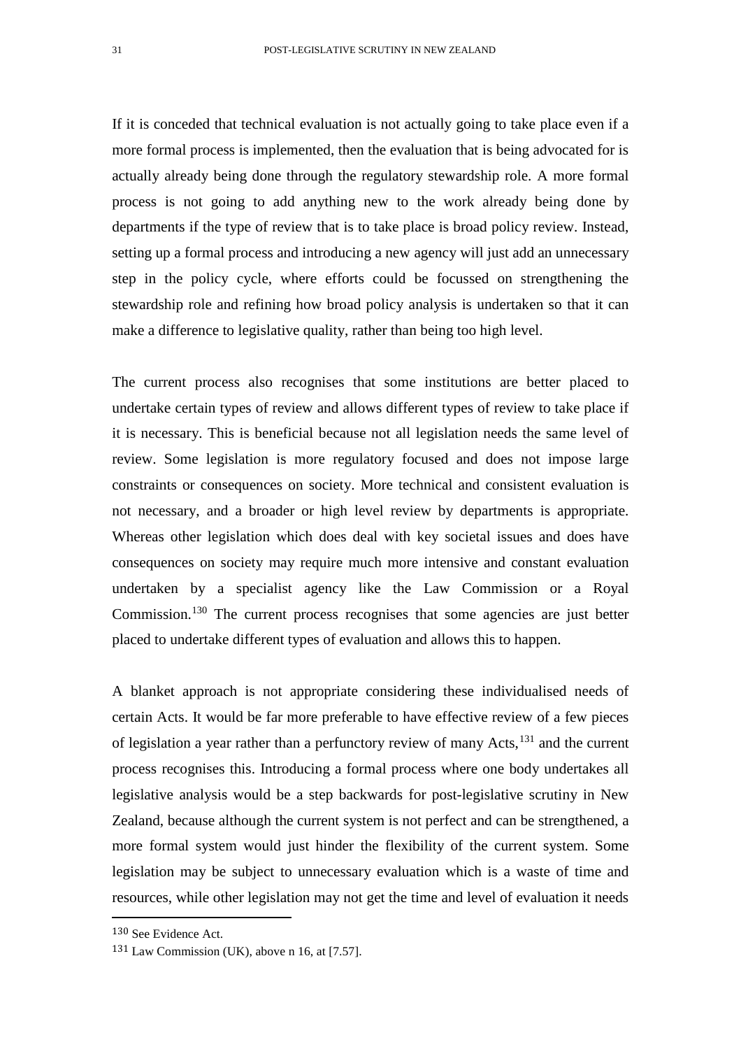If it is conceded that technical evaluation is not actually going to take place even if a more formal process is implemented, then the evaluation that is being advocated for is actually already being done through the regulatory stewardship role. A more formal process is not going to add anything new to the work already being done by departments if the type of review that is to take place is broad policy review. Instead, setting up a formal process and introducing a new agency will just add an unnecessary step in the policy cycle, where efforts could be focussed on strengthening the stewardship role and refining how broad policy analysis is undertaken so that it can make a difference to legislative quality, rather than being too high level.

The current process also recognises that some institutions are better placed to undertake certain types of review and allows different types of review to take place if it is necessary. This is beneficial because not all legislation needs the same level of review. Some legislation is more regulatory focused and does not impose large constraints or consequences on society. More technical and consistent evaluation is not necessary, and a broader or high level review by departments is appropriate. Whereas other legislation which does deal with key societal issues and does have consequences on society may require much more intensive and constant evaluation undertaken by a specialist agency like the Law Commission or a Royal Commission.[130] The current process recognises that some agencies are just better placed to undertake different types of evaluation and allows this to happen.

A blanket approach is not appropriate considering these individualised needs of certain Acts. It would be far more preferable to have effective review of a few pieces of legislation a year rather than a perfunctory review of many Acts,[131] and the current process recognises this. Introducing a formal process where one body undertakes all legislative analysis would be a step backwards for post-legislative scrutiny in New Zealand, because although the current system is not perfect and can be strengthened, a more formal system would just hinder the flexibility of the current system. Some legislation may be subject to unnecessary evaluation which is a waste of time and resources, while other legislation may not get the time and level of evaluation it needs

---

[130] See Evidence Act.

[131] Law Commission (UK), above n 16, at [7.57].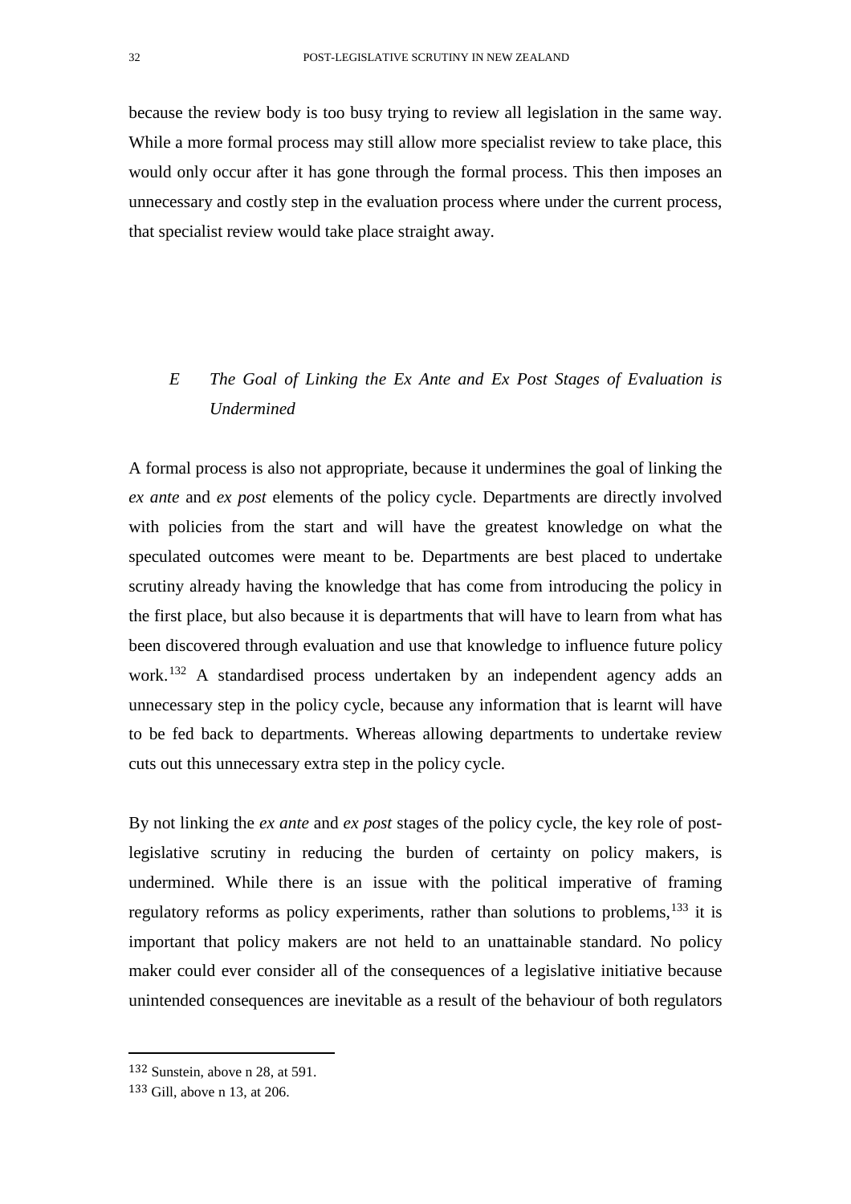because the review body is too busy trying to review all legislation in the same way. While a more formal process may still allow more specialist review to take place, this would only occur after it has gone through the formal process. This then imposes an unnecessary and costly step in the evaluation process where under the current process, that specialist review would take place straight away.

### *E The Goal of Linking the Ex Ante and Ex Post Stages of Evaluation is Undermined*

A formal process is also not appropriate, because it undermines the goal of linking the *ex ante* and *ex post* elements of the policy cycle. Departments are directly involved with policies from the start and will have the greatest knowledge on what the speculated outcomes were meant to be. Departments are best placed to undertake scrutiny already having the knowledge that has come from introducing the policy in the first place, but also because it is departments that will have to learn from what has been discovered through evaluation and use that knowledge to influence future policy work.[132] A standardised process undertaken by an independent agency adds an unnecessary step in the policy cycle, because any information that is learnt will have to be fed back to departments. Whereas allowing departments to undertake review cuts out this unnecessary extra step in the policy cycle.

By not linking the *ex ante* and *ex post* stages of the policy cycle, the key role of post-legislative scrutiny in reducing the burden of certainty on policy makers, is undermined. While there is an issue with the political imperative of framing regulatory reforms as policy experiments, rather than solutions to problems,[133] it is important that policy makers are not held to an unattainable standard. No policy maker could ever consider all of the consequences of a legislative initiative because unintended consequences are inevitable as a result of the behaviour of both regulators

---

[132] Sunstein, above n 28, at 591.

[133] Gill, above n 13, at 206.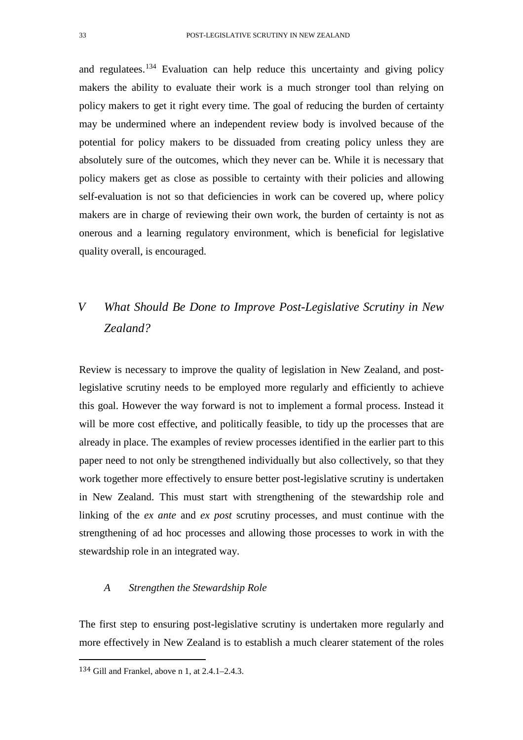and regulatees.[134] Evaluation can help reduce this uncertainty and giving policy makers the ability to evaluate their work is a much stronger tool than relying on policy makers to get it right every time. The goal of reducing the burden of certainty may be undermined where an independent review body is involved because of the potential for policy makers to be dissuaded from creating policy unless they are absolutely sure of the outcomes, which they never can be. While it is necessary that policy makers get as close as possible to certainty with their policies and allowing self-evaluation is not so that deficiencies in work can be covered up, where policy makers are in charge of reviewing their own work, the burden of certainty is not as onerous and a learning regulatory environment, which is beneficial for legislative quality overall, is encouraged.

## *V What Should Be Done to Improve Post-Legislative Scrutiny in New Zealand?*

Review is necessary to improve the quality of legislation in New Zealand, and post-legislative scrutiny needs to be employed more regularly and efficiently to achieve this goal. However the way forward is not to implement a formal process. Instead it will be more cost effective, and politically feasible, to tidy up the processes that are already in place. The examples of review processes identified in the earlier part to this paper need to not only be strengthened individually but also collectively, so that they work together more effectively to ensure better post-legislative scrutiny is undertaken in New Zealand. This must start with strengthening of the stewardship role and linking of the *ex ante* and *ex post* scrutiny processes, and must continue with the strengthening of ad hoc processes and allowing those processes to work in with the stewardship role in an integrated way.

### *A Strengthen the Stewardship Role*

The first step to ensuring post-legislative scrutiny is undertaken more regularly and more effectively in New Zealand is to establish a much clearer statement of the roles

[134] Gill and Frankel, above n 1, at 2.4.1–2.4.3.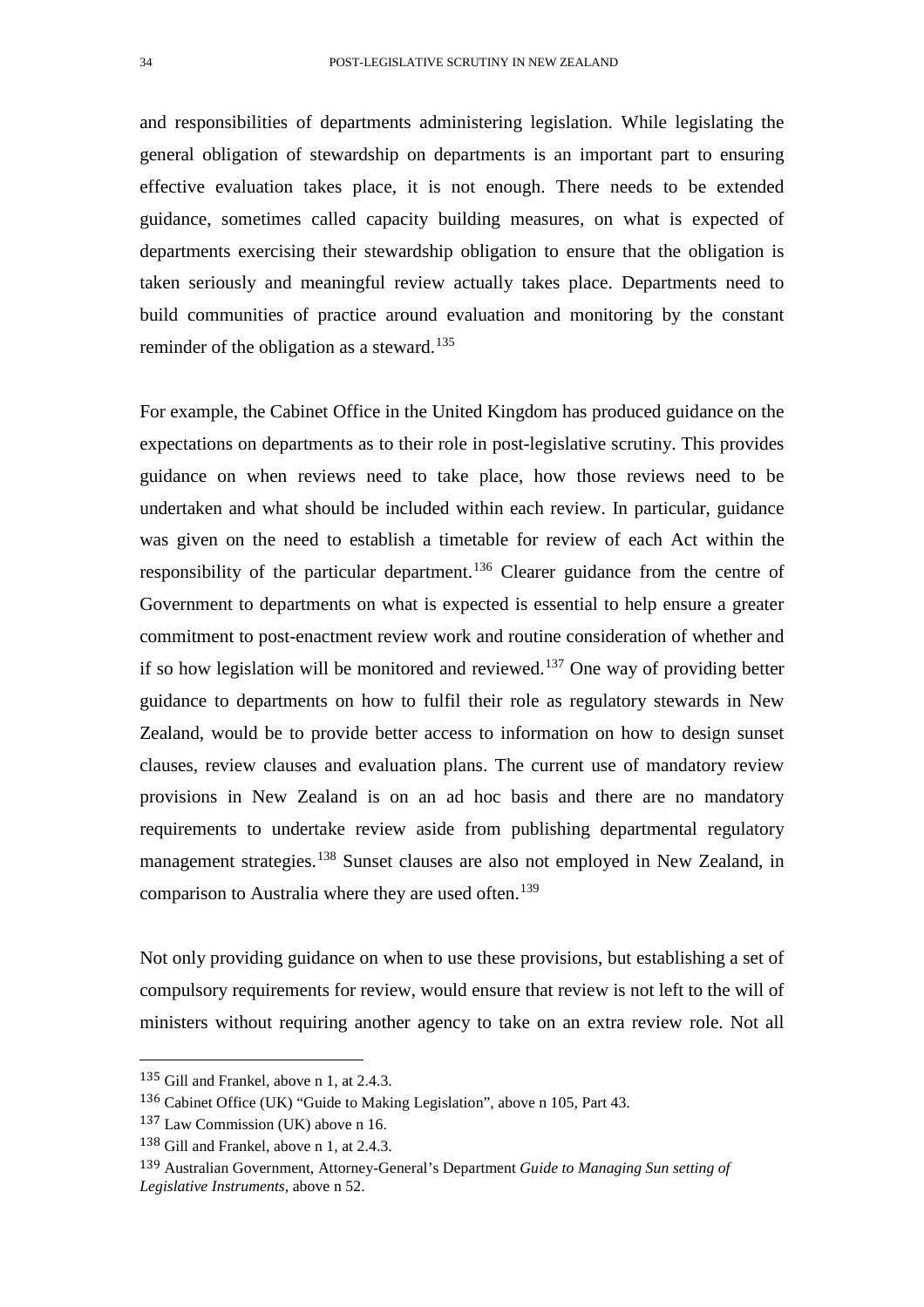and responsibilities of departments administering legislation. While legislating the general obligation of stewardship on departments is an important part to ensuring effective evaluation takes place, it is not enough. There needs to be extended guidance, sometimes called capacity building measures, on what is expected of departments exercising their stewardship obligation to ensure that the obligation is taken seriously and meaningful review actually takes place. Departments need to build communities of practice around evaluation and monitoring by the constant reminder of the obligation as a steward.[135]

For example, the Cabinet Office in the United Kingdom has produced guidance on the expectations on departments as to their role in post-legislative scrutiny. This provides guidance on when reviews need to take place, how those reviews need to be undertaken and what should be included within each review. In particular, guidance was given on the need to establish a timetable for review of each Act within the responsibility of the particular department.[136] Clearer guidance from the centre of Government to departments on what is expected is essential to help ensure a greater commitment to post-enactment review work and routine consideration of whether and if so how legislation will be monitored and reviewed.[137] One way of providing better guidance to departments on how to fulfil their role as regulatory stewards in New Zealand, would be to provide better access to information on how to design sunset clauses, review clauses and evaluation plans. The current use of mandatory review provisions in New Zealand is on an ad hoc basis and there are no mandatory requirements to undertake review aside from publishing departmental regulatory management strategies.[138] Sunset clauses are also not employed in New Zealand, in comparison to Australia where they are used often.[139]

Not only providing guidance on when to use these provisions, but establishing a set of compulsory requirements for review, would ensure that review is not left to the will of ministers without requiring another agency to take on an extra review role. Not all

---

[135] Gill and Frankel, above n 1, at 2.4.3.

[136] Cabinet Office (UK) "Guide to Making Legislation", above n 105, Part 43.

[137] Law Commission (UK) above n 16.

[138] Gill and Frankel, above n 1, at 2.4.3.

[139] Australian Government, Attorney-General's Department *Guide to Managing Sun setting of Legislative Instruments,* above n 52.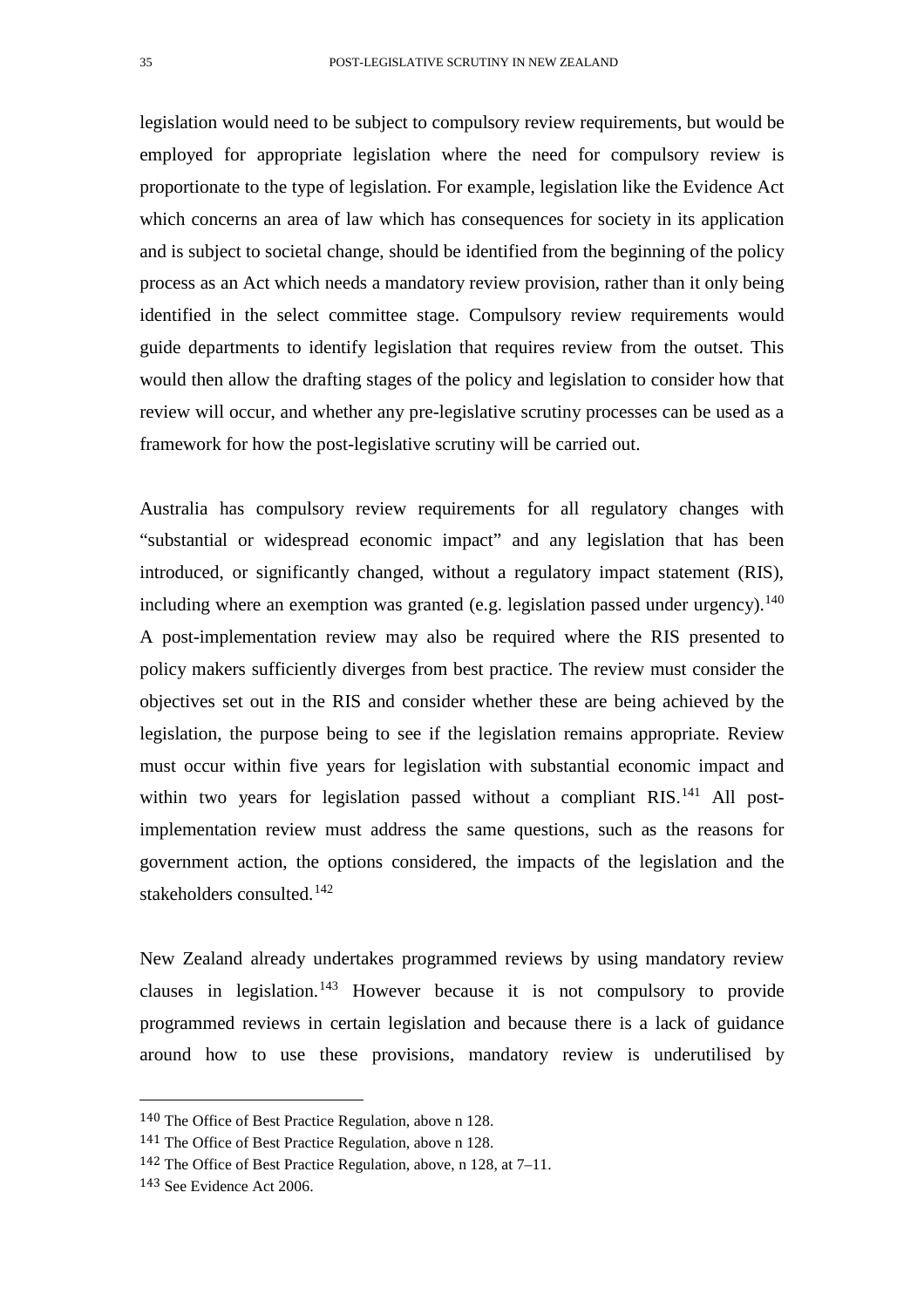legislation would need to be subject to compulsory review requirements, but would be employed for appropriate legislation where the need for compulsory review is proportionate to the type of legislation. For example, legislation like the Evidence Act which concerns an area of law which has consequences for society in its application and is subject to societal change, should be identified from the beginning of the policy process as an Act which needs a mandatory review provision, rather than it only being identified in the select committee stage. Compulsory review requirements would guide departments to identify legislation that requires review from the outset. This would then allow the drafting stages of the policy and legislation to consider how that review will occur, and whether any pre-legislative scrutiny processes can be used as a framework for how the post-legislative scrutiny will be carried out.

Australia has compulsory review requirements for all regulatory changes with "substantial or widespread economic impact" and any legislation that has been introduced, or significantly changed, without a regulatory impact statement (RIS), including where an exemption was granted (e.g. legislation passed under urgency).[140] A post-implementation review may also be required where the RIS presented to policy makers sufficiently diverges from best practice. The review must consider the objectives set out in the RIS and consider whether these are being achieved by the legislation, the purpose being to see if the legislation remains appropriate. Review must occur within five years for legislation with substantial economic impact and within two years for legislation passed without a compliant RIS.[141] All post-implementation review must address the same questions, such as the reasons for government action, the options considered, the impacts of the legislation and the stakeholders consulted.[142]

New Zealand already undertakes programmed reviews by using mandatory review clauses in legislation.[143] However because it is not compulsory to provide programmed reviews in certain legislation and because there is a lack of guidance around how to use these provisions, mandatory review is underutilised by

---

[140] The Office of Best Practice Regulation, above n 128.

[141] The Office of Best Practice Regulation, above n 128.

[142] The Office of Best Practice Regulation, above, n 128, at 7–11.

[143] See Evidence Act 2006.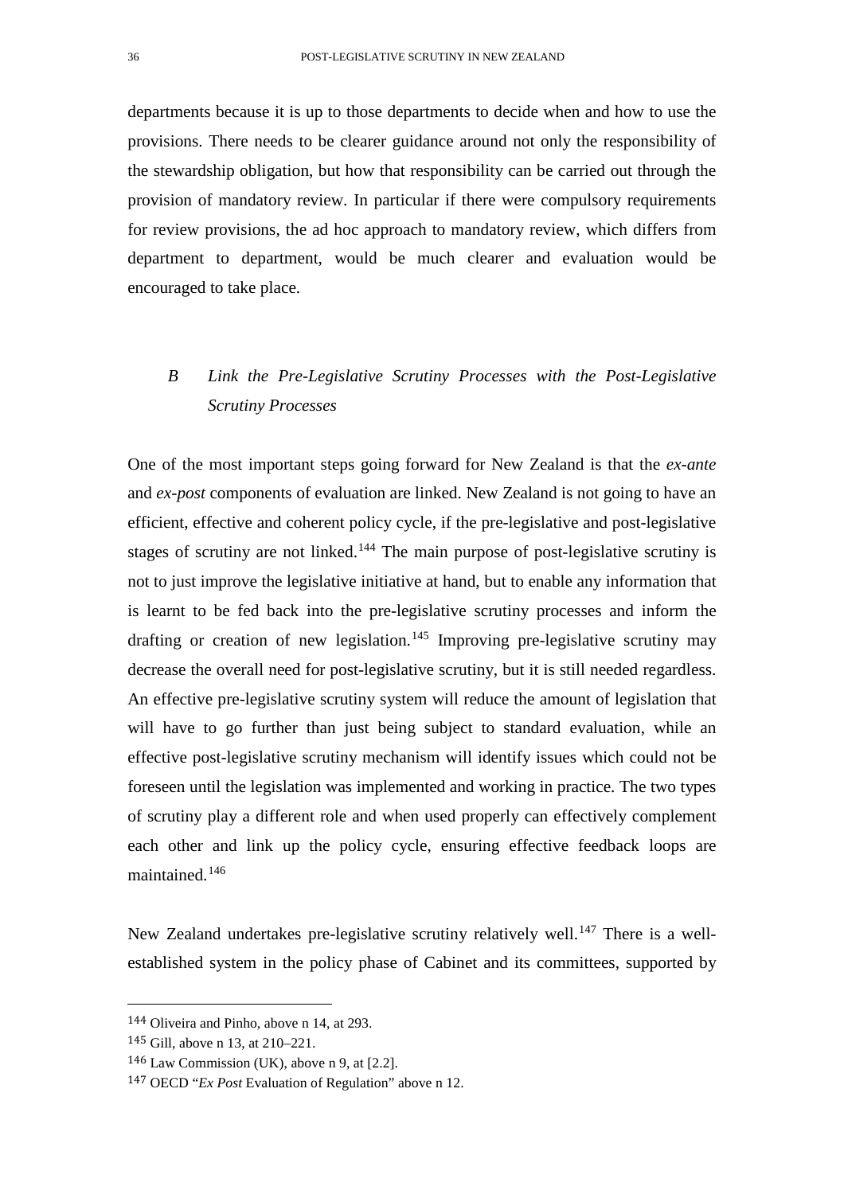departments because it is up to those departments to decide when and how to use the provisions. There needs to be clearer guidance around not only the responsibility of the stewardship obligation, but how that responsibility can be carried out through the provision of mandatory review. In particular if there were compulsory requirements for review provisions, the ad hoc approach to mandatory review, which differs from department to department, would be much clearer and evaluation would be encouraged to take place.

### *B Link the Pre-Legislative Scrutiny Processes with the Post-Legislative Scrutiny Processes*

One of the most important steps going forward for New Zealand is that the *ex-ante* and *ex-post* components of evaluation are linked. New Zealand is not going to have an efficient, effective and coherent policy cycle, if the pre-legislative and post-legislative stages of scrutiny are not linked.[144] The main purpose of post-legislative scrutiny is not to just improve the legislative initiative at hand, but to enable any information that is learnt to be fed back into the pre-legislative scrutiny processes and inform the drafting or creation of new legislation.[145] Improving pre-legislative scrutiny may decrease the overall need for post-legislative scrutiny, but it is still needed regardless. An effective pre-legislative scrutiny system will reduce the amount of legislation that will have to go further than just being subject to standard evaluation, while an effective post-legislative scrutiny mechanism will identify issues which could not be foreseen until the legislation was implemented and working in practice. The two types of scrutiny play a different role and when used properly can effectively complement each other and link up the policy cycle, ensuring effective feedback loops are maintained.[146]

New Zealand undertakes pre-legislative scrutiny relatively well.[147] There is a well-established system in the policy phase of Cabinet and its committees, supported by

---

[144] Oliveira and Pinho, above n 14, at 293.

[145] Gill, above n 13, at 210–221.

[146] Law Commission (UK), above n 9, at [2.2].

[147] OECD "*Ex Post* Evaluation of Regulation" above n 12.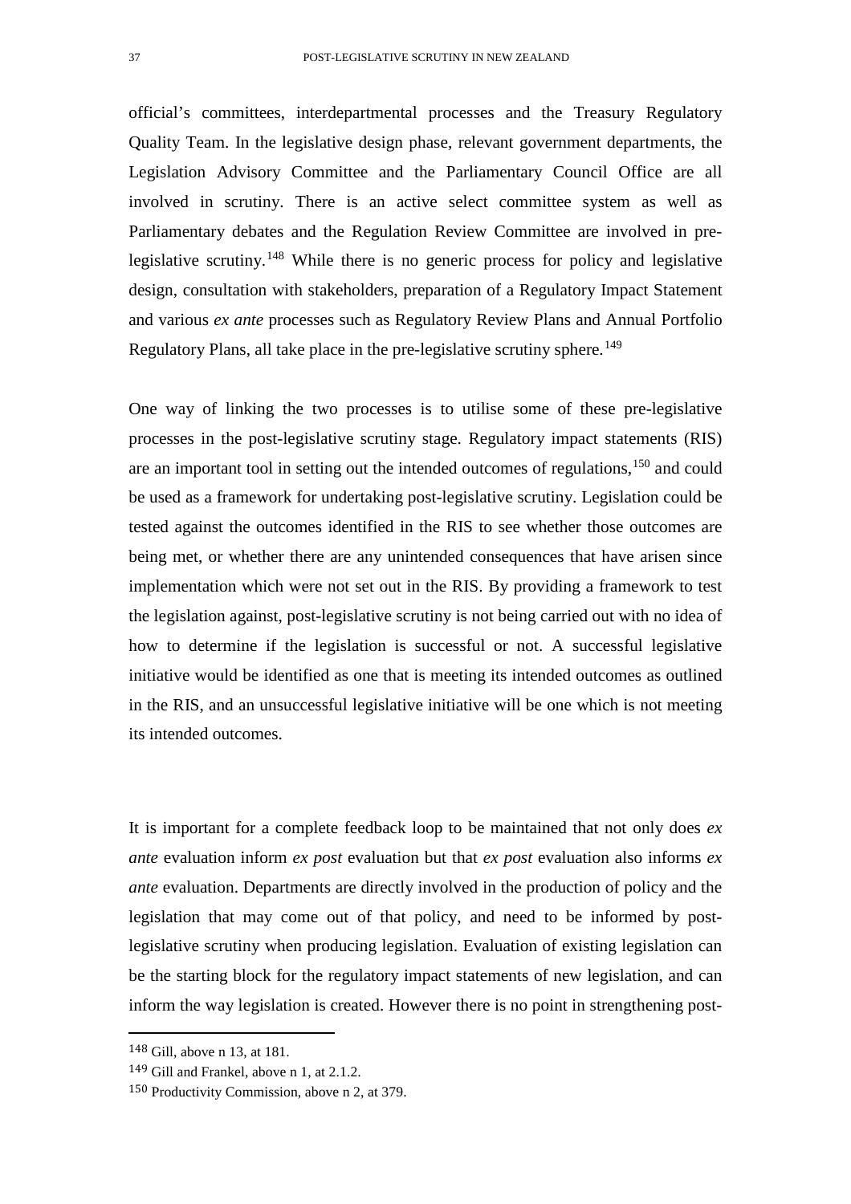official's committees, interdepartmental processes and the Treasury Regulatory Quality Team. In the legislative design phase, relevant government departments, the Legislation Advisory Committee and the Parliamentary Council Office are all involved in scrutiny. There is an active select committee system as well as Parliamentary debates and the Regulation Review Committee are involved in pre-legislative scrutiny.[148] While there is no generic process for policy and legislative design, consultation with stakeholders, preparation of a Regulatory Impact Statement and various *ex ante* processes such as Regulatory Review Plans and Annual Portfolio Regulatory Plans, all take place in the pre-legislative scrutiny sphere.[149]

One way of linking the two processes is to utilise some of these pre-legislative processes in the post-legislative scrutiny stage. Regulatory impact statements (RIS) are an important tool in setting out the intended outcomes of regulations,[150] and could be used as a framework for undertaking post-legislative scrutiny. Legislation could be tested against the outcomes identified in the RIS to see whether those outcomes are being met, or whether there are any unintended consequences that have arisen since implementation which were not set out in the RIS. By providing a framework to test the legislation against, post-legislative scrutiny is not being carried out with no idea of how to determine if the legislation is successful or not. A successful legislative initiative would be identified as one that is meeting its intended outcomes as outlined in the RIS, and an unsuccessful legislative initiative will be one which is not meeting its intended outcomes.

It is important for a complete feedback loop to be maintained that not only does *ex ante* evaluation inform *ex post* evaluation but that *ex post* evaluation also informs *ex ante* evaluation. Departments are directly involved in the production of policy and the legislation that may come out of that policy, and need to be informed by post-legislative scrutiny when producing legislation. Evaluation of existing legislation can be the starting block for the regulatory impact statements of new legislation, and can inform the way legislation is created. However there is no point in strengthening post-

[148] Gill, above n 13, at 181.

[149] Gill and Frankel, above n 1, at 2.1.2.

[150] Productivity Commission, above n 2, at 379.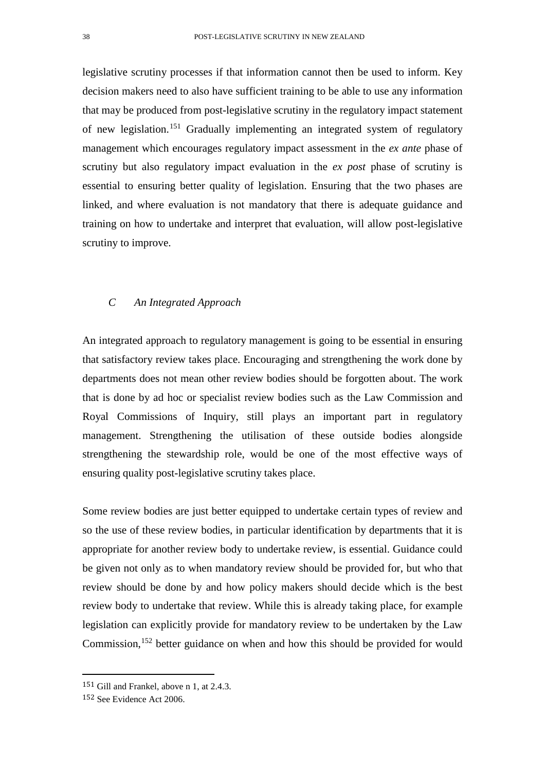legislative scrutiny processes if that information cannot then be used to inform. Key decision makers need to also have sufficient training to be able to use any information that may be produced from post-legislative scrutiny in the regulatory impact statement of new legislation.[151] Gradually implementing an integrated system of regulatory management which encourages regulatory impact assessment in the *ex ante* phase of scrutiny but also regulatory impact evaluation in the *ex post* phase of scrutiny is essential to ensuring better quality of legislation. Ensuring that the two phases are linked, and where evaluation is not mandatory that there is adequate guidance and training on how to undertake and interpret that evaluation, will allow post-legislative scrutiny to improve.

### *C An Integrated Approach*

An integrated approach to regulatory management is going to be essential in ensuring that satisfactory review takes place. Encouraging and strengthening the work done by departments does not mean other review bodies should be forgotten about. The work that is done by ad hoc or specialist review bodies such as the Law Commission and Royal Commissions of Inquiry, still plays an important part in regulatory management. Strengthening the utilisation of these outside bodies alongside strengthening the stewardship role, would be one of the most effective ways of ensuring quality post-legislative scrutiny takes place.

Some review bodies are just better equipped to undertake certain types of review and so the use of these review bodies, in particular identification by departments that it is appropriate for another review body to undertake review, is essential. Guidance could be given not only as to when mandatory review should be provided for, but who that review should be done by and how policy makers should decide which is the best review body to undertake that review. While this is already taking place, for example legislation can explicitly provide for mandatory review to be undertaken by the Law Commission,[152] better guidance on when and how this should be provided for would

---

[151] Gill and Frankel, above n 1, at 2.4.3.

[152] See Evidence Act 2006.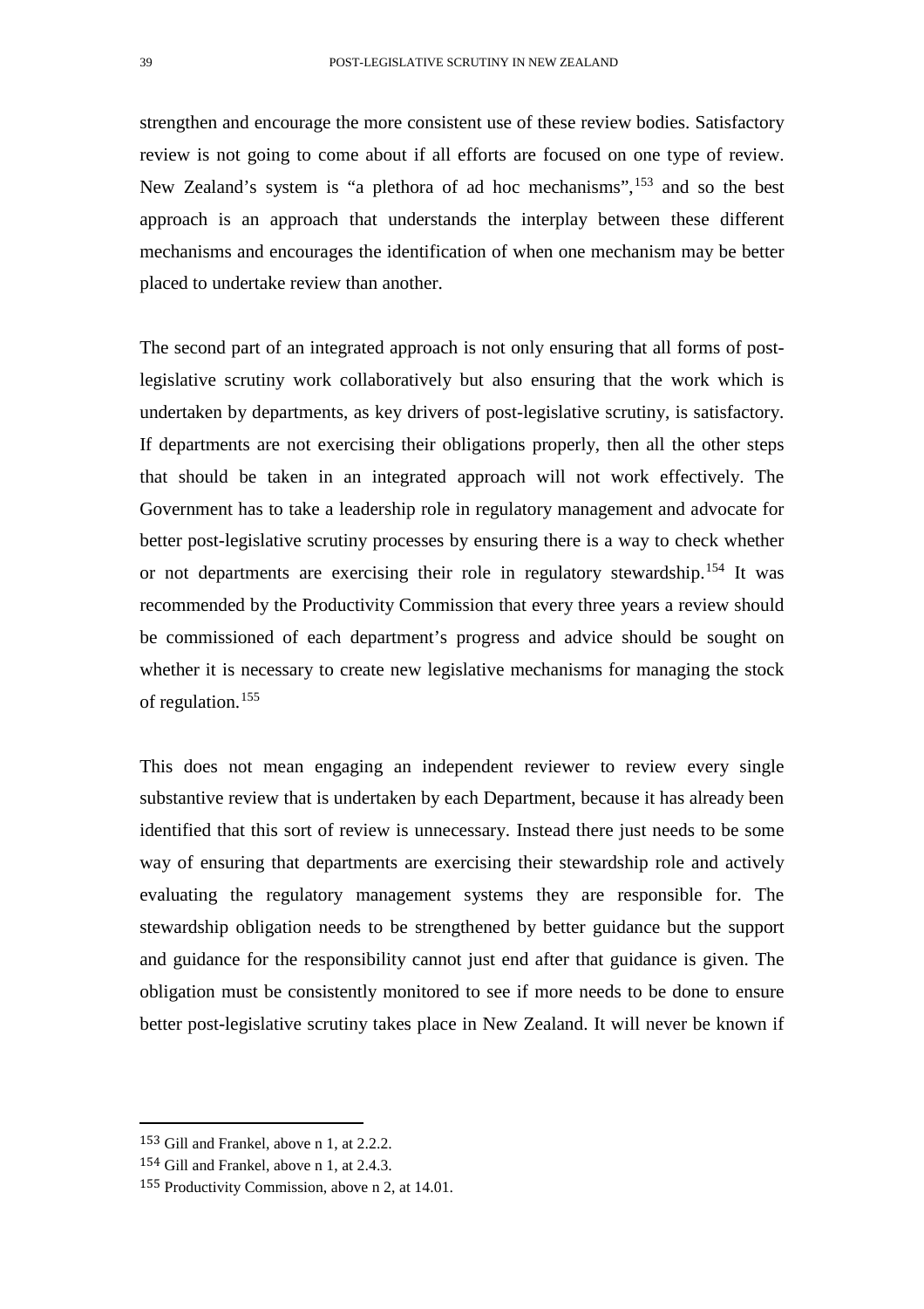strengthen and encourage the more consistent use of these review bodies. Satisfactory review is not going to come about if all efforts are focused on one type of review. New Zealand's system is "a plethora of ad hoc mechanisms",[153] and so the best approach is an approach that understands the interplay between these different mechanisms and encourages the identification of when one mechanism may be better placed to undertake review than another.

The second part of an integrated approach is not only ensuring that all forms of post-legislative scrutiny work collaboratively but also ensuring that the work which is undertaken by departments, as key drivers of post-legislative scrutiny, is satisfactory. If departments are not exercising their obligations properly, then all the other steps that should be taken in an integrated approach will not work effectively. The Government has to take a leadership role in regulatory management and advocate for better post-legislative scrutiny processes by ensuring there is a way to check whether or not departments are exercising their role in regulatory stewardship.[154] It was recommended by the Productivity Commission that every three years a review should be commissioned of each department's progress and advice should be sought on whether it is necessary to create new legislative mechanisms for managing the stock of regulation.[155]

This does not mean engaging an independent reviewer to review every single substantive review that is undertaken by each Department, because it has already been identified that this sort of review is unnecessary. Instead there just needs to be some way of ensuring that departments are exercising their stewardship role and actively evaluating the regulatory management systems they are responsible for. The stewardship obligation needs to be strengthened by better guidance but the support and guidance for the responsibility cannot just end after that guidance is given. The obligation must be consistently monitored to see if more needs to be done to ensure better post-legislative scrutiny takes place in New Zealand. It will never be known if

---

[153] Gill and Frankel, above n 1, at 2.2.2.

[154] Gill and Frankel, above n 1, at 2.4.3.

[155] Productivity Commission, above n 2, at 14.01.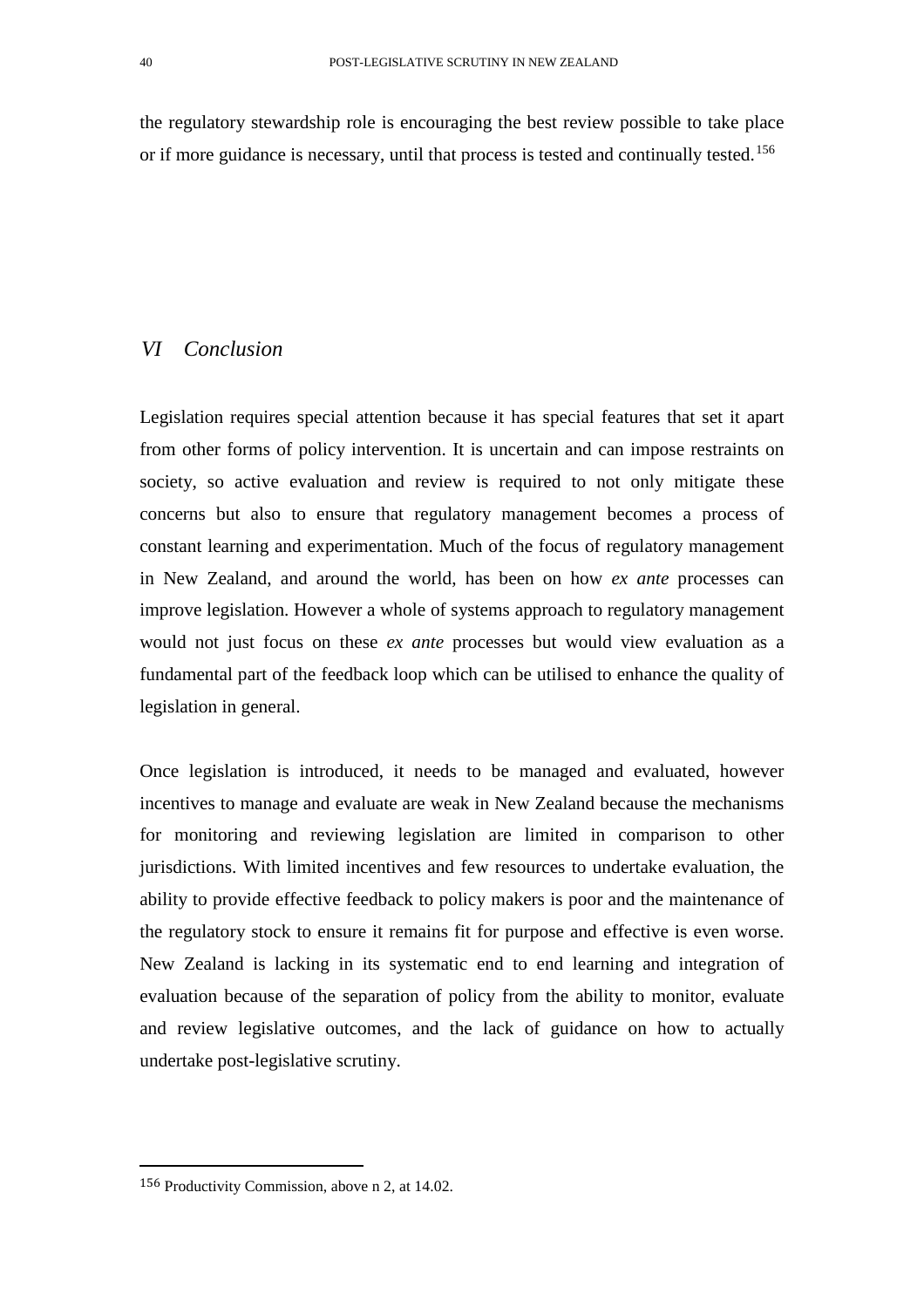the regulatory stewardship role is encouraging the best review possible to take place or if more guidance is necessary, until that process is tested and continually tested.[156]

## *VI Conclusion*

Legislation requires special attention because it has special features that set it apart from other forms of policy intervention. It is uncertain and can impose restraints on society, so active evaluation and review is required to not only mitigate these concerns but also to ensure that regulatory management becomes a process of constant learning and experimentation. Much of the focus of regulatory management in New Zealand, and around the world, has been on how *ex ante* processes can improve legislation. However a whole of systems approach to regulatory management would not just focus on these *ex ante* processes but would view evaluation as a fundamental part of the feedback loop which can be utilised to enhance the quality of legislation in general.

Once legislation is introduced, it needs to be managed and evaluated, however incentives to manage and evaluate are weak in New Zealand because the mechanisms for monitoring and reviewing legislation are limited in comparison to other jurisdictions. With limited incentives and few resources to undertake evaluation, the ability to provide effective feedback to policy makers is poor and the maintenance of the regulatory stock to ensure it remains fit for purpose and effective is even worse. New Zealand is lacking in its systematic end to end learning and integration of evaluation because of the separation of policy from the ability to monitor, evaluate and review legislative outcomes, and the lack of guidance on how to actually undertake post-legislative scrutiny.

---

[156] Productivity Commission, above n 2, at 14.02.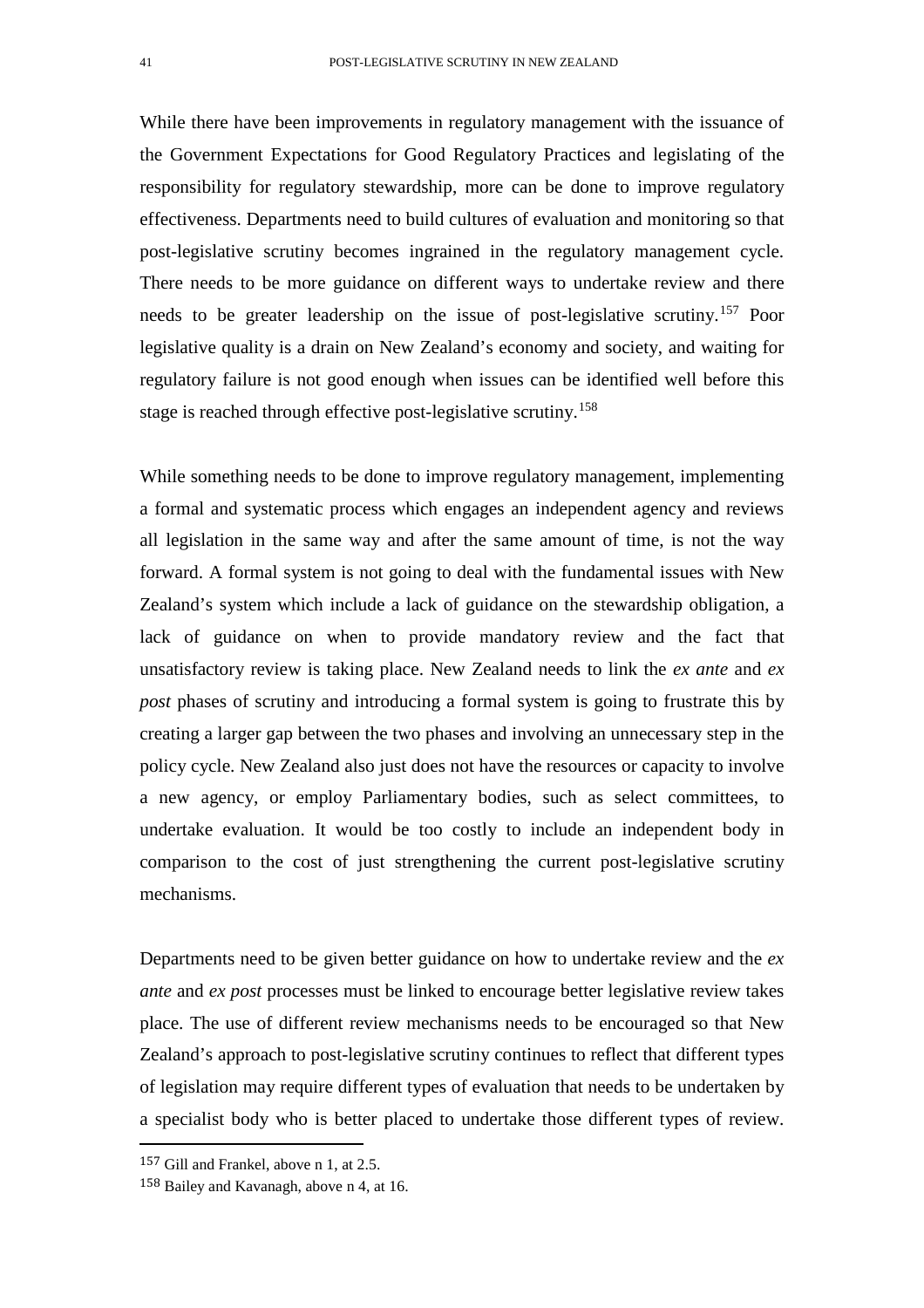While there have been improvements in regulatory management with the issuance of the Government Expectations for Good Regulatory Practices and legislating of the responsibility for regulatory stewardship, more can be done to improve regulatory effectiveness. Departments need to build cultures of evaluation and monitoring so that post-legislative scrutiny becomes ingrained in the regulatory management cycle. There needs to be more guidance on different ways to undertake review and there needs to be greater leadership on the issue of post-legislative scrutiny.[157] Poor legislative quality is a drain on New Zealand's economy and society, and waiting for regulatory failure is not good enough when issues can be identified well before this stage is reached through effective post-legislative scrutiny.[158]

While something needs to be done to improve regulatory management, implementing a formal and systematic process which engages an independent agency and reviews all legislation in the same way and after the same amount of time, is not the way forward. A formal system is not going to deal with the fundamental issues with New Zealand's system which include a lack of guidance on the stewardship obligation, a lack of guidance on when to provide mandatory review and the fact that unsatisfactory review is taking place. New Zealand needs to link the *ex ante* and *ex post* phases of scrutiny and introducing a formal system is going to frustrate this by creating a larger gap between the two phases and involving an unnecessary step in the policy cycle. New Zealand also just does not have the resources or capacity to involve a new agency, or employ Parliamentary bodies, such as select committees, to undertake evaluation. It would be too costly to include an independent body in comparison to the cost of just strengthening the current post-legislative scrutiny mechanisms.

Departments need to be given better guidance on how to undertake review and the *ex ante* and *ex post* processes must be linked to encourage better legislative review takes place. The use of different review mechanisms needs to be encouraged so that New Zealand's approach to post-legislative scrutiny continues to reflect that different types of legislation may require different types of evaluation that needs to be undertaken by a specialist body who is better placed to undertake those different types of review.

---

[157] Gill and Frankel, above n 1, at 2.5.

[158] Bailey and Kavanagh, above n 4, at 16.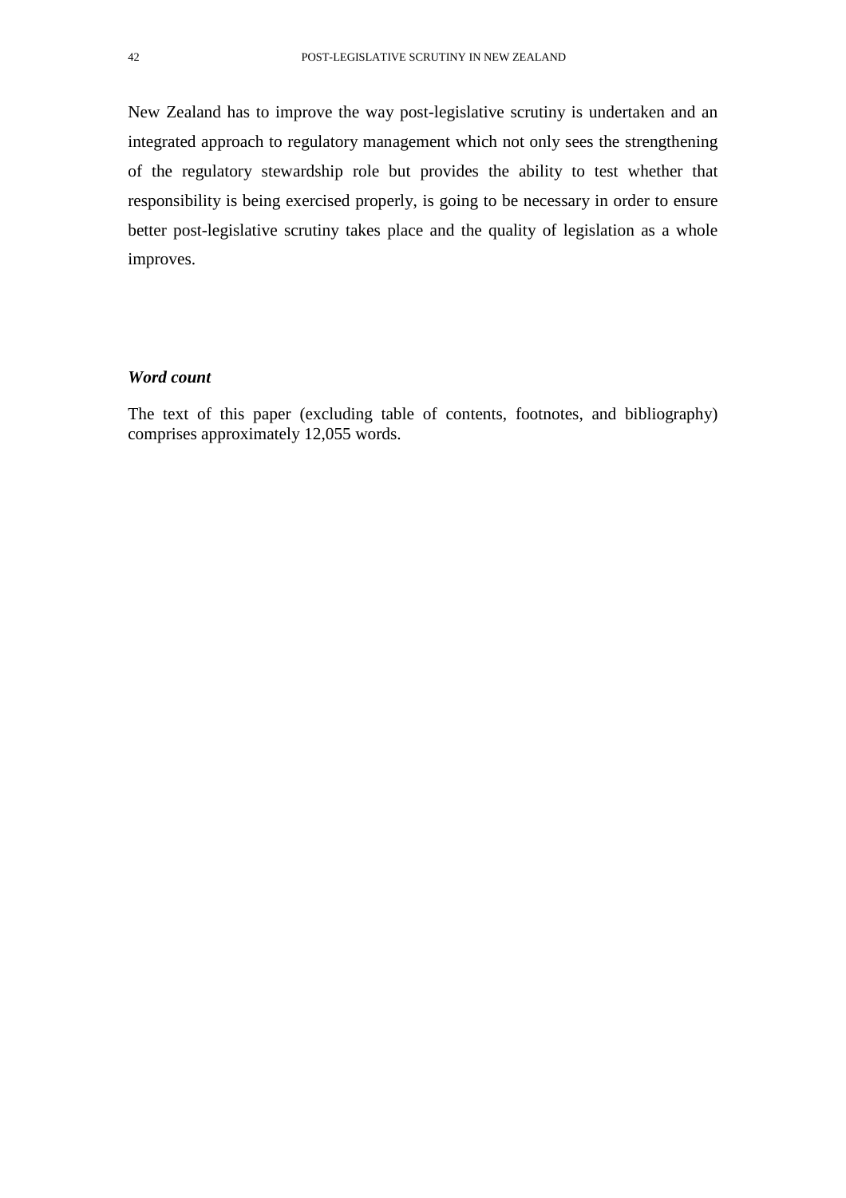New Zealand has to improve the way post-legislative scrutiny is undertaken and an integrated approach to regulatory management which not only sees the strengthening of the regulatory stewardship role but provides the ability to test whether that responsibility is being exercised properly, is going to be necessary in order to ensure better post-legislative scrutiny takes place and the quality of legislation as a whole improves.

***Word count***

The text of this paper (excluding table of contents, footnotes, and bibliography) comprises approximately 12,055 words.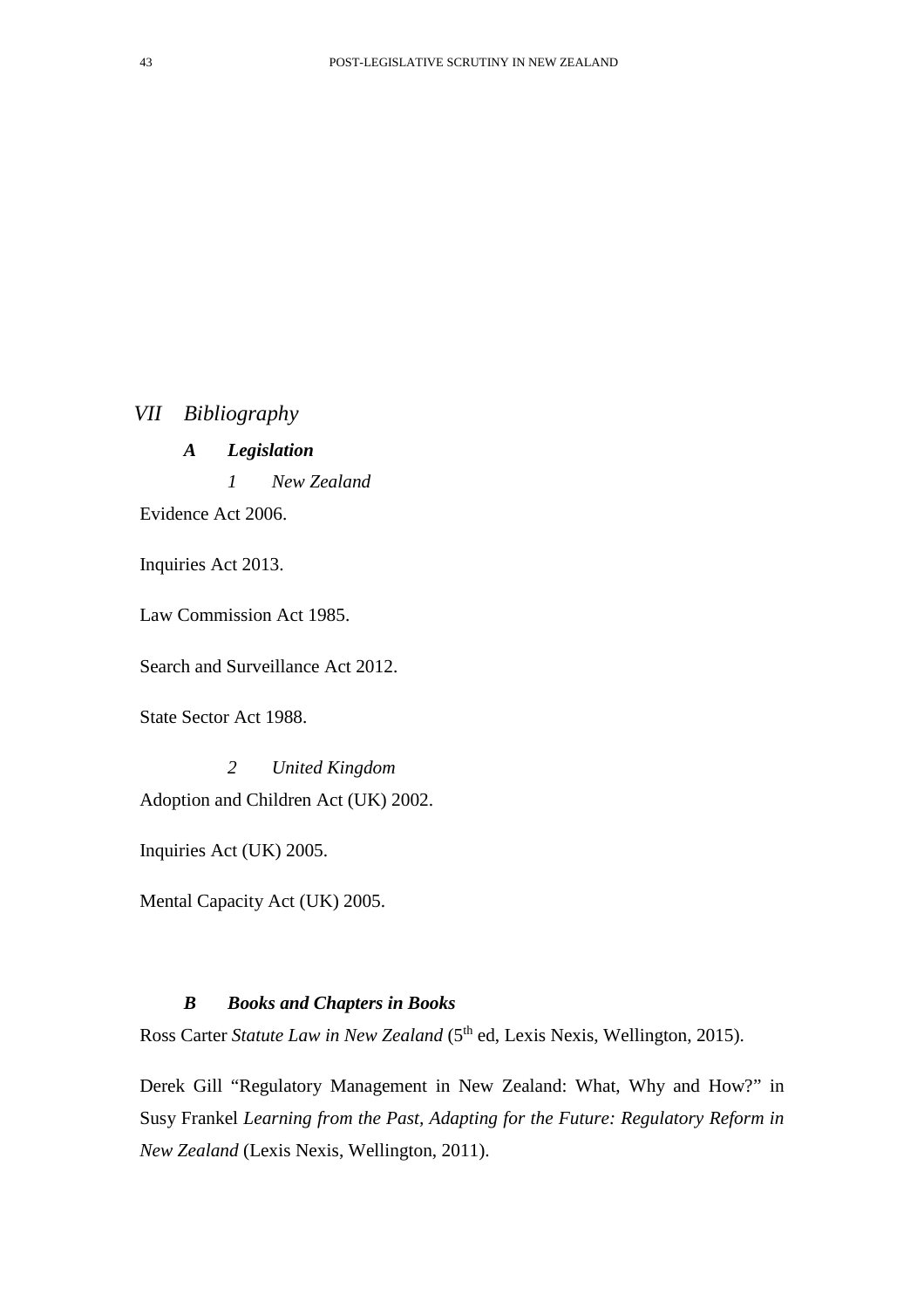# *VII Bibliography*

## ***A Legislation***

### *1 New Zealand*

Evidence Act 2006.

Inquiries Act 2013.

Law Commission Act 1985.

Search and Surveillance Act 2012.

State Sector Act 1988.

### *2 United Kingdom*

Adoption and Children Act (UK) 2002.

Inquiries Act (UK) 2005.

Mental Capacity Act (UK) 2005.

## ***B Books and Chapters in Books***

Ross Carter *Statute Law in New Zealand* (5th ed, Lexis Nexis, Wellington, 2015).

Derek Gill "Regulatory Management in New Zealand: What, Why and How?" in Susy Frankel *Learning from the Past, Adapting for the Future: Regulatory Reform in New Zealand* (Lexis Nexis, Wellington, 2011).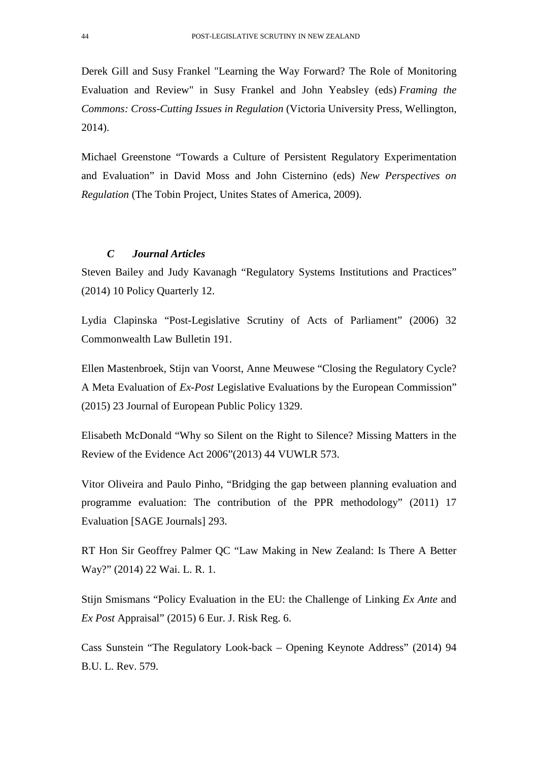Derek Gill and Susy Frankel "Learning the Way Forward? The Role of Monitoring Evaluation and Review" in Susy Frankel and John Yeabsley (eds) *Framing the Commons: Cross-Cutting Issues in Regulation* (Victoria University Press, Wellington, 2014).

Michael Greenstone "Towards a Culture of Persistent Regulatory Experimentation and Evaluation" in David Moss and John Cisternino (eds) *New Perspectives on Regulation* (The Tobin Project, Unites States of America, 2009).

### *C Journal Articles*

Steven Bailey and Judy Kavanagh "Regulatory Systems Institutions and Practices" (2014) 10 Policy Quarterly 12.

Lydia Clapinska "Post-Legislative Scrutiny of Acts of Parliament" (2006) 32 Commonwealth Law Bulletin 191.

Ellen Mastenbroek, Stijn van Voorst, Anne Meuwese "Closing the Regulatory Cycle? A Meta Evaluation of *Ex-Post* Legislative Evaluations by the European Commission" (2015) 23 Journal of European Public Policy 1329.

Elisabeth McDonald "Why so Silent on the Right to Silence? Missing Matters in the Review of the Evidence Act 2006"(2013) 44 VUWLR 573.

Vitor Oliveira and Paulo Pinho, "Bridging the gap between planning evaluation and programme evaluation: The contribution of the PPR methodology" (2011) 17 Evaluation [SAGE Journals] 293.

RT Hon Sir Geoffrey Palmer QC "Law Making in New Zealand: Is There A Better Way?" (2014) 22 Wai. L. R. 1.

Stijn Smismans "Policy Evaluation in the EU: the Challenge of Linking *Ex Ante* and *Ex Post* Appraisal" (2015) 6 Eur. J. Risk Reg. 6.

Cass Sunstein "The Regulatory Look-back – Opening Keynote Address" (2014) 94 B.U. L. Rev. 579.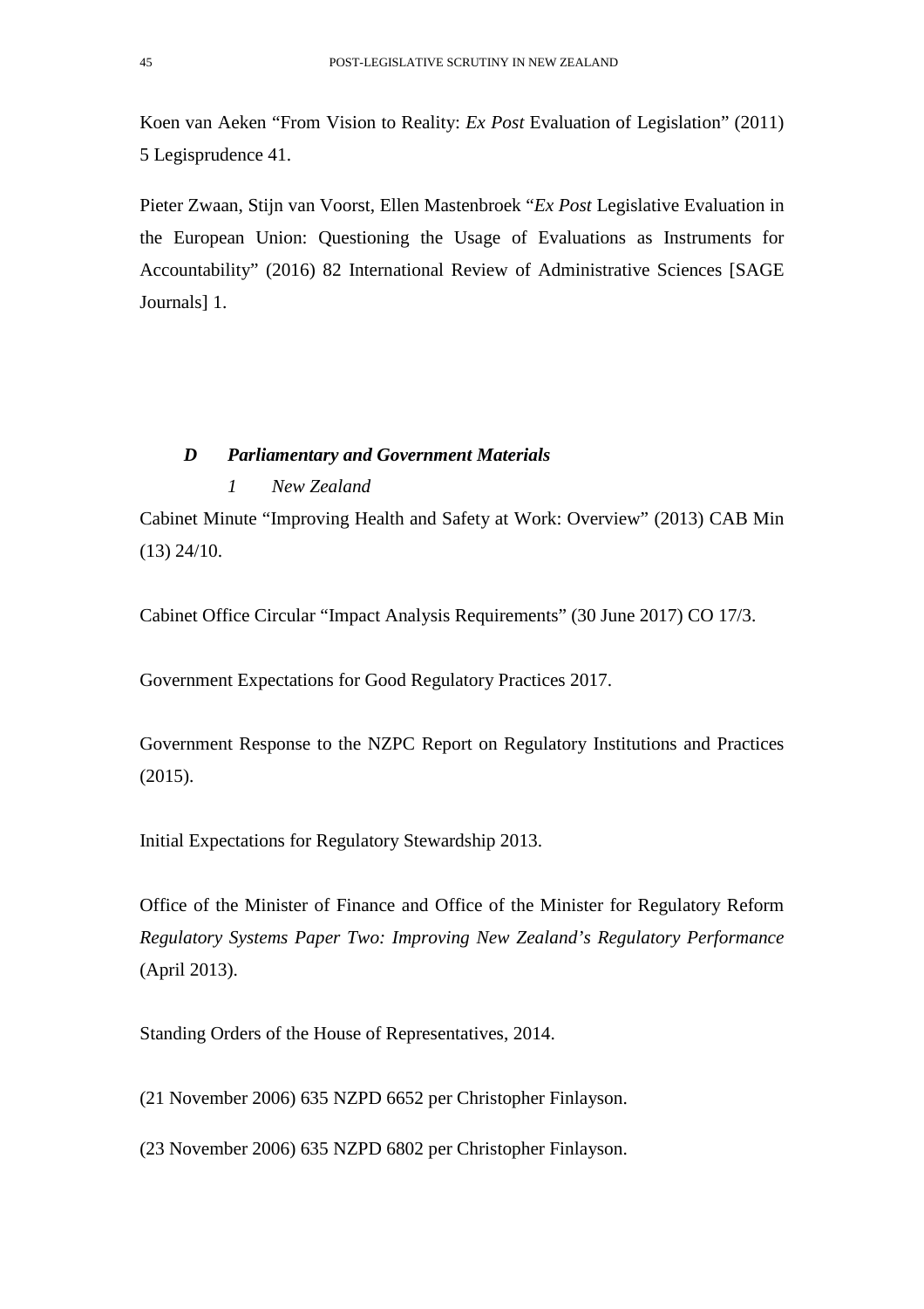Koen van Aeken “From Vision to Reality: *Ex Post* Evaluation of Legislation” (2011) 5 Legisprudence 41.

Pieter Zwaan, Stijn van Voorst, Ellen Mastenbroek “*Ex Post* Legislative Evaluation in the European Union: Questioning the Usage of Evaluations as Instruments for Accountability” (2016) 82 International Review of Administrative Sciences [SAGE Journals] 1.

### *D Parliamentary and Government Materials*

#### *1 New Zealand*

Cabinet Minute “Improving Health and Safety at Work: Overview” (2013) CAB Min (13) 24/10.

Cabinet Office Circular “Impact Analysis Requirements” (30 June 2017) CO 17/3.

Government Expectations for Good Regulatory Practices 2017.

Government Response to the NZPC Report on Regulatory Institutions and Practices (2015).

Initial Expectations for Regulatory Stewardship 2013.

Office of the Minister of Finance and Office of the Minister for Regulatory Reform *Regulatory Systems Paper Two: Improving New Zealand’s Regulatory Performance* (April 2013).

Standing Orders of the House of Representatives, 2014.

(21 November 2006) 635 NZPD 6652 per Christopher Finlayson.

(23 November 2006) 635 NZPD 6802 per Christopher Finlayson.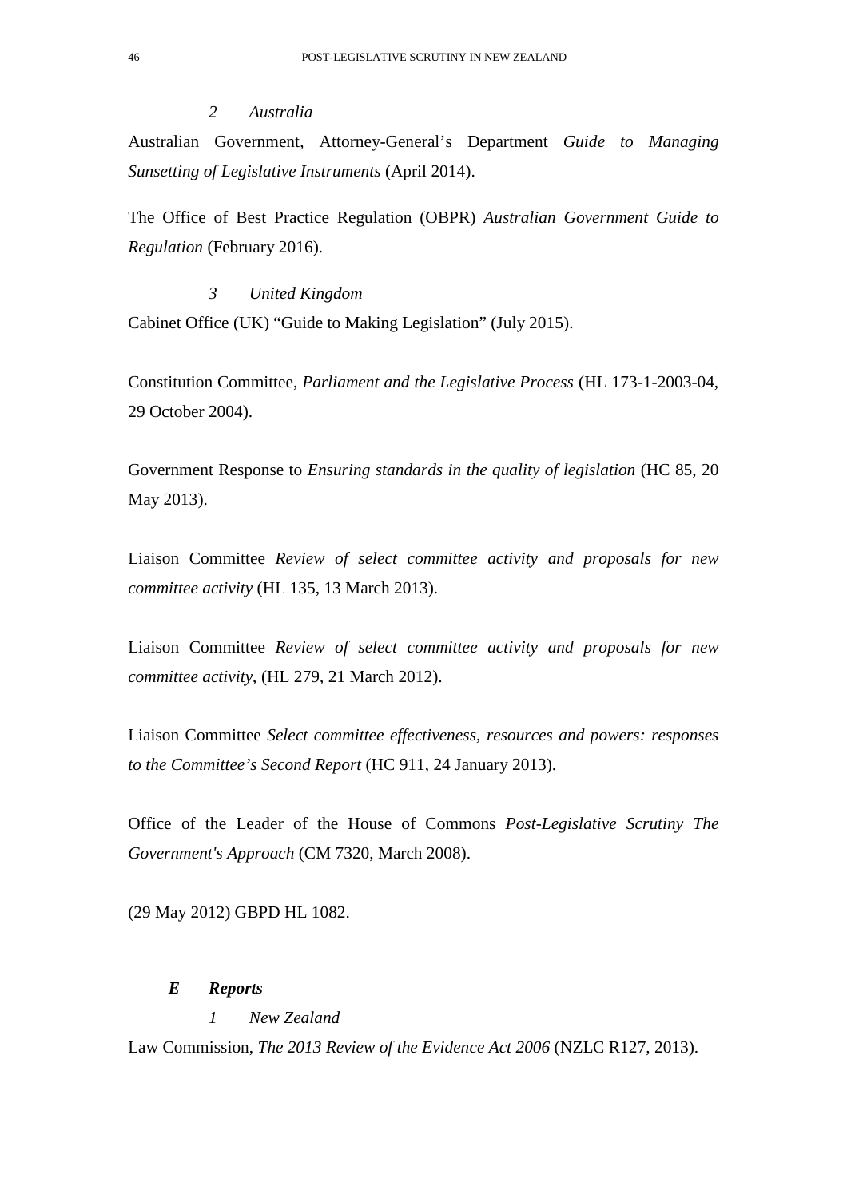#### *2 Australia*

Australian Government, Attorney-General's Department *Guide to Managing Sunsetting of Legislative Instruments* (April 2014).

The Office of Best Practice Regulation (OBPR) *Australian Government Guide to Regulation* (February 2016).

#### *3 United Kingdom*

Cabinet Office (UK) "Guide to Making Legislation" (July 2015).

Constitution Committee, *Parliament and the Legislative Process* (HL 173-1-2003-04, 29 October 2004).

Government Response to *Ensuring standards in the quality of legislation* (HC 85, 20 May 2013).

Liaison Committee *Review of select committee activity and proposals for new committee activity* (HL 135, 13 March 2013).

Liaison Committee *Review of select committee activity and proposals for new committee activity*, (HL 279, 21 March 2012).

Liaison Committee *Select committee effectiveness, resources and powers: responses to the Committee's Second Report* (HC 911, 24 January 2013).

Office of the Leader of the House of Commons *Post-Legislative Scrutiny The Government's Approach* (CM 7320, March 2008).

(29 May 2012) GBPD HL 1082.

### ***E Reports***

#### *1 New Zealand*

Law Commission, *The 2013 Review of the Evidence Act 2006* (NZLC R127, 2013).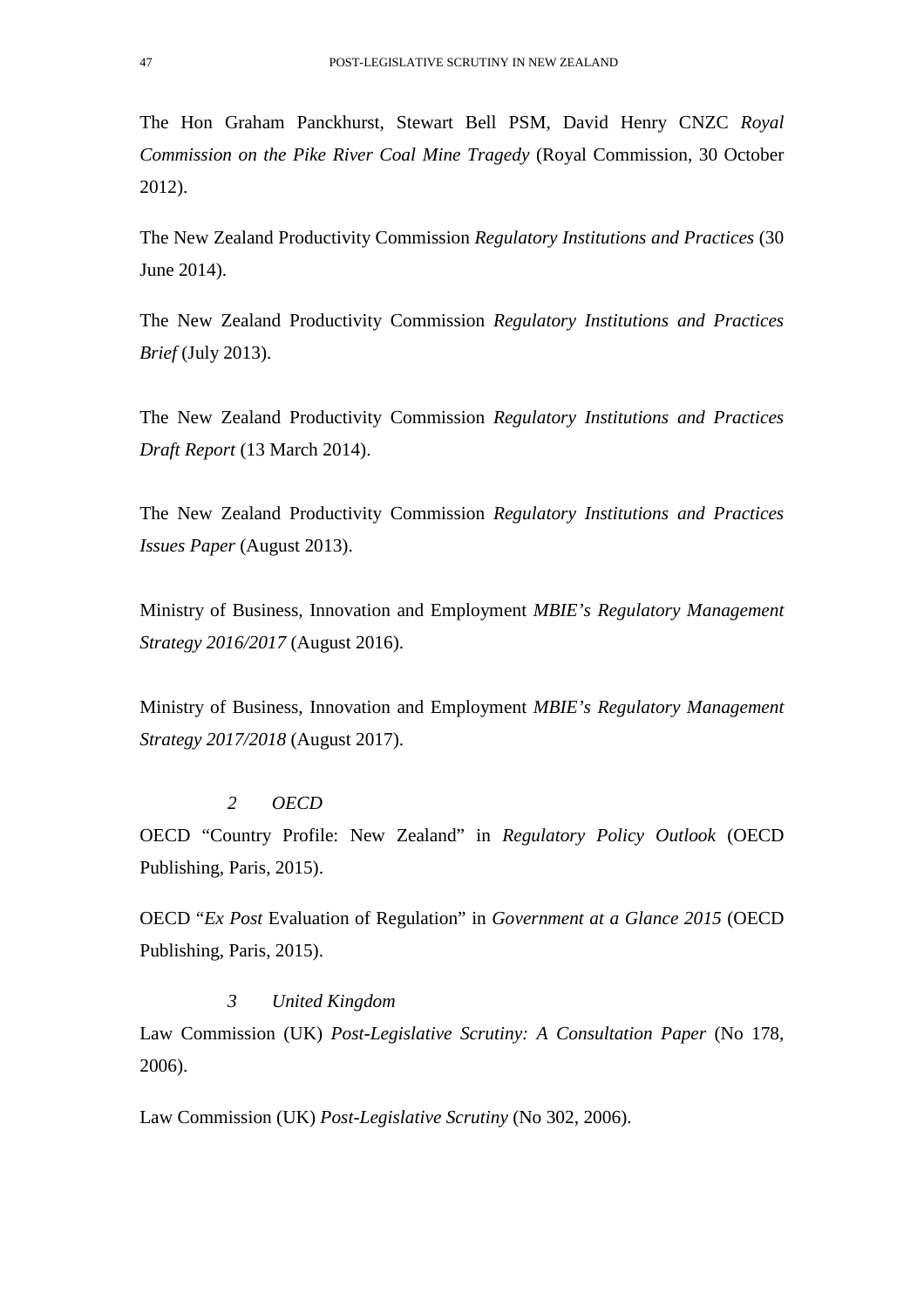The Hon Graham Panckhurst, Stewart Bell PSM, David Henry CNZC *Royal Commission on the Pike River Coal Mine Tragedy* (Royal Commission, 30 October 2012).

The New Zealand Productivity Commission *Regulatory Institutions and Practices* (30 June 2014).

The New Zealand Productivity Commission *Regulatory Institutions and Practices Brief* (July 2013).

The New Zealand Productivity Commission *Regulatory Institutions and Practices Draft Report* (13 March 2014).

The New Zealand Productivity Commission *Regulatory Institutions and Practices Issues Paper* (August 2013).

Ministry of Business, Innovation and Employment *MBIE's Regulatory Management Strategy 2016/2017* (August 2016).

Ministry of Business, Innovation and Employment *MBIE's Regulatory Management Strategy 2017/2018* (August 2017).

### *2 OECD*

OECD "Country Profile: New Zealand" in *Regulatory Policy Outlook* (OECD Publishing, Paris, 2015).

OECD "*Ex Post* Evaluation of Regulation" in *Government at a Glance 2015* (OECD Publishing, Paris, 2015).

### *3 United Kingdom*

Law Commission (UK) *Post-Legislative Scrutiny: A Consultation Paper* (No 178, 2006).

Law Commission (UK) *Post-Legislative Scrutiny* (No 302, 2006).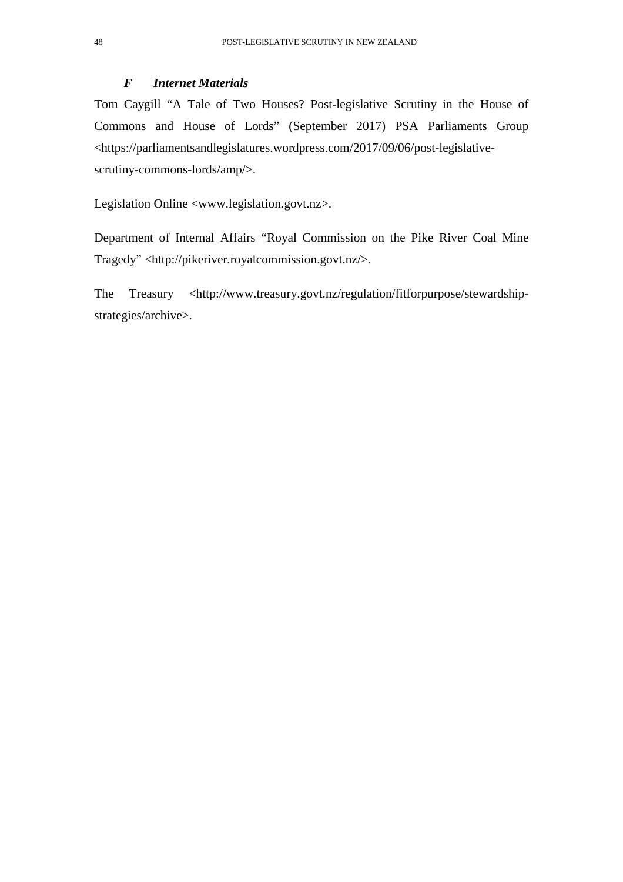### *F Internet Materials*

Tom Caygill "A Tale of Two Houses? Post-legislative Scrutiny in the House of Commons and House of Lords" (September 2017) PSA Parliaments Group <https://parliamentsandlegislatures.wordpress.com/2017/09/06/post-legislative-scrutiny-commons-lords/amp/>.

Legislation Online <www.legislation.govt.nz>.

Department of Internal Affairs "Royal Commission on the Pike River Coal Mine Tragedy" <http://pikeriver.royalcommission.govt.nz/>.

The Treasury <http://www.treasury.govt.nz/regulation/fitforpurpose/stewardship-strategies/archive>.